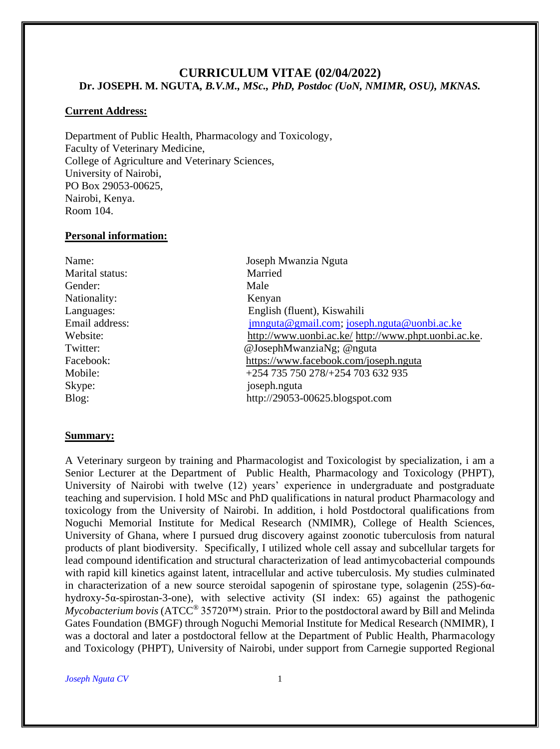# CURRICULUM VITAE (02/04/2022)

## Dr. JOSEPH. M. NGUTA, *B.V.M., MSc., PhD, Postdoc (UoN, NMIMR, OSU), MKNAS.*

**Current Address:**

Department of Public Health, Pharmacology and Toxicology,
Faculty of Veterinary Medicine,
College of Agriculture and Veterinary Sciences,
University of Nairobi,
PO Box 29053-00625,
Nairobi, Kenya.
Room 104.

**Personal information:**

| | |
|---|---|
| Name: | Joseph Mwanzia Nguta |
| Marital status: | Married |
| Gender: | Male |
| Nationality: | Kenyan |
| Languages: | English (fluent), Kiswahili |
| Email address: | jmnguta@gmail.com; joseph.nguta@uonbi.ac.ke |
| Website: | http://www.uonbi.ac.ke/ http://www.phpt.uonbi.ac.ke. |
| Twitter: | @JosephMwanziaNg; @nguta |
| Facebook: | https://www.facebook.com/joseph.nguta |
| Mobile: | +254 735 750 278/+254 703 632 935 |
| Skype: | joseph.nguta |
| Blog: | http://29053-00625.blogspot.com |

**Summary:**

A Veterinary surgeon by training and Pharmacologist and Toxicologist by specialization, i am a Senior Lecturer at the Department of Public Health, Pharmacology and Toxicology (PHPT), University of Nairobi with twelve (12) years' experience in undergraduate and postgraduate teaching and supervision. I hold MSc and PhD qualifications in natural product Pharmacology and toxicology from the University of Nairobi. In addition, i hold Postdoctoral qualifications from Noguchi Memorial Institute for Medical Research (NMIMR), College of Health Sciences, University of Ghana, where I pursued drug discovery against zoonotic tuberculosis from natural products of plant biodiversity. Specifically, I utilized whole cell assay and subcellular targets for lead compound identification and structural characterization of lead antimycobacterial compounds with rapid kill kinetics against latent, intracellular and active tuberculosis. My studies culminated in characterization of a new source steroidal sapogenin of spirostane type, solagenin (25S)-6α-hydroxy-5α-spirostan-3-one), with selective activity (SI index: 65) against the pathogenic *Mycobacterium bovis* (ATCC® 35720™) strain. Prior to the postdoctoral award by Bill and Melinda Gates Foundation (BMGF) through Noguchi Memorial Institute for Medical Research (NMIMR), I was a doctoral and later a postdoctoral fellow at the Department of Public Health, Pharmacology and Toxicology (PHPT), University of Nairobi, under support from Carnegie supported Regional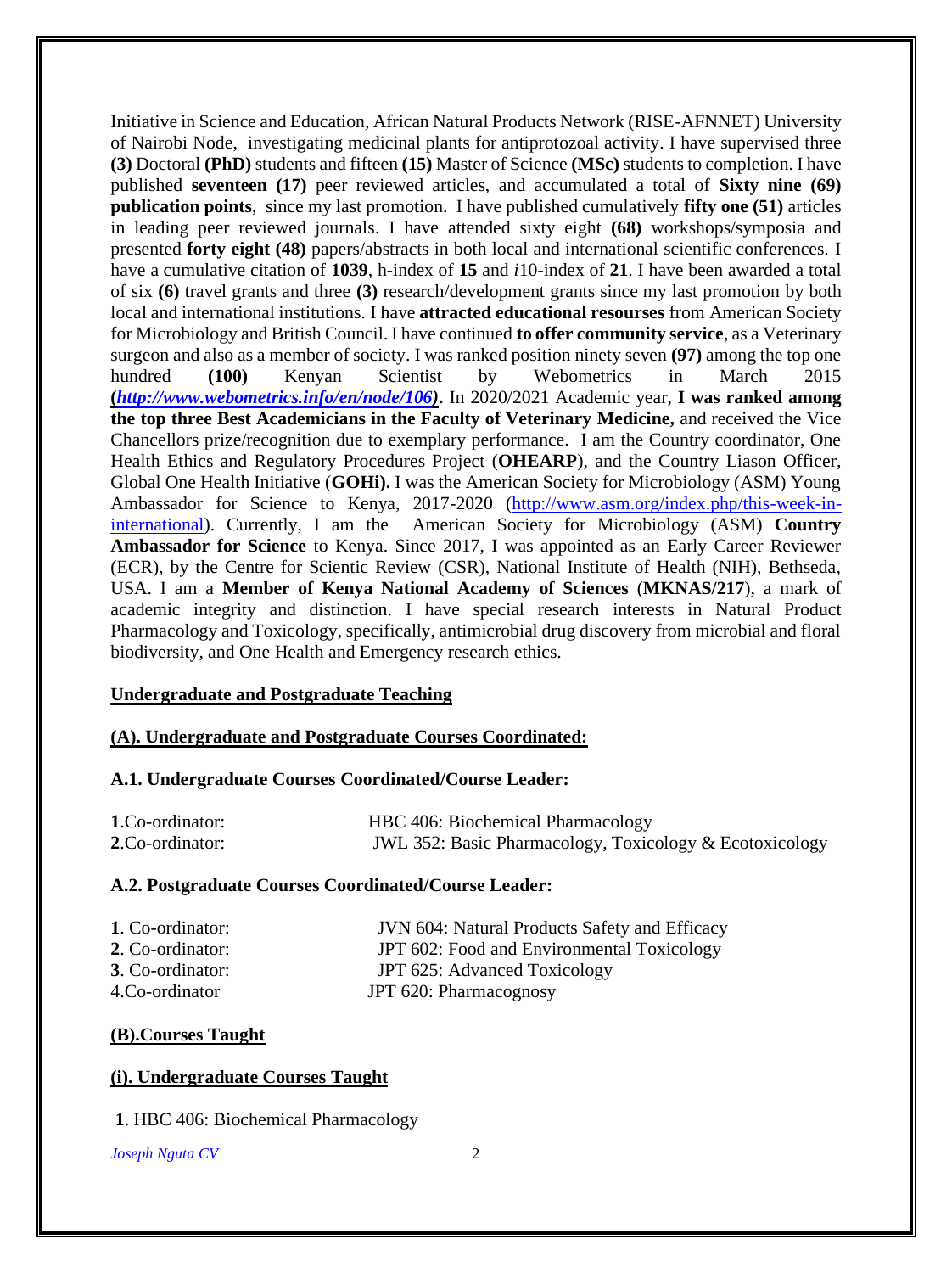Initiative in Science and Education, African Natural Products Network (RISE-AFNNET) University of Nairobi Node, investigating medicinal plants for antiprotozoal activity. I have supervised three **(3)** Doctoral **(PhD)** students and fifteen **(15)** Master of Science **(MSc)** students to completion. I have published **seventeen (17)** peer reviewed articles, and accumulated a total of **Sixty nine (69) publication points**, since my last promotion. I have published cumulatively **fifty one (51)** articles in leading peer reviewed journals. I have attended sixty eight **(68)** workshops/symposia and presented **forty eight (48)** papers/abstracts in both local and international scientific conferences. I have a cumulative citation of **1039**, h-index of **15** and *i*10-index of **21**. I have been awarded a total of six **(6)** travel grants and three **(3)** research/development grants since my last promotion by both local and international institutions. I have **attracted educational resourses** from American Society for Microbiology and British Council. I have continued **to offer community service**, as a Veterinary surgeon and also as a member of society. I was ranked position ninety seven **(97)** among the top one hundred **(100)** Kenyan Scientist by Webometrics in March 2015 **(*http://www.webometrics.info/en/node/106*).** In 2020/2021 Academic year, **I was ranked among the top three Best Academicians in the Faculty of Veterinary Medicine,** and received the Vice Chancellors prize/recognition due to exemplary performance. I am the Country coordinator, One Health Ethics and Regulatory Procedures Project (**OHEARP**), and the Country Liason Officer, Global One Health Initiative (**GOHi).** I was the American Society for Microbiology (ASM) Young Ambassador for Science to Kenya, 2017-2020 (http://www.asm.org/index.php/this-week-in-international). Currently, I am the American Society for Microbiology (ASM) **Country Ambassador for Science** to Kenya. Since 2017, I was appointed as an Early Career Reviewer (ECR), by the Centre for Scientic Review (CSR), National Institute of Health (NIH), Bethseda, USA. I am a **Member of Kenya National Academy of Sciences** (**MKNAS/217**), a mark of academic integrity and distinction. I have special research interests in Natural Product Pharmacology and Toxicology, specifically, antimicrobial drug discovery from microbial and floral biodiversity, and One Health and Emergency research ethics.

## Undergraduate and Postgraduate Teaching

### (A). Undergraduate and Postgraduate Courses Coordinated:

#### A.1. Undergraduate Courses Coordinated/Course Leader:

**1**.Co-ordinator: HBC 406: Biochemical Pharmacology

**2**.Co-ordinator: JWL 352: Basic Pharmacology, Toxicology & Ecotoxicology

#### A.2. Postgraduate Courses Coordinated/Course Leader:

**1**. Co-ordinator: JVN 604: Natural Products Safety and Efficacy

**2**. Co-ordinator: JPT 602: Food and Environmental Toxicology

**3**. Co-ordinator: JPT 625: Advanced Toxicology

4.Co-ordinator JPT 620: Pharmacognosy

### (B).Courses Taught

#### (i). Undergraduate Courses Taught

**1**. HBC 406: Biochemical Pharmacology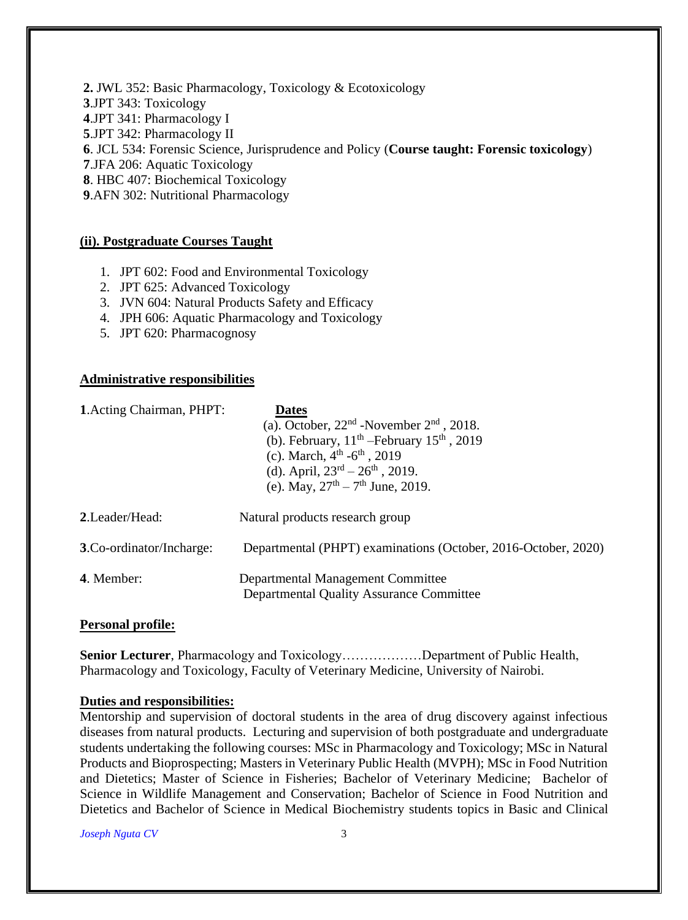**2.** JWL 352: Basic Pharmacology, Toxicology & Ecotoxicology
**3**.JPT 343: Toxicology
**4**.JPT 341: Pharmacology I
**5**.JPT 342: Pharmacology II
**6**. JCL 534: Forensic Science, Jurisprudence and Policy (**Course taught: Forensic toxicology**)
**7**.JFA 206: Aquatic Toxicology
**8**. HBC 407: Biochemical Toxicology
**9**.AFN 302: Nutritional Pharmacology

**(ii). Postgraduate Courses Taught**

1. JPT 602: Food and Environmental Toxicology
2. JPT 625: Advanced Toxicology
3. JVN 604: Natural Products Safety and Efficacy
4. JPH 606: Aquatic Pharmacology and Toxicology
5. JPT 620: Pharmacognosy

**Administrative responsibilities**

**1**.Acting Chairman, PHPT: **Dates**
(a). October, 22nd -November 2nd , 2018.
(b). February, 11th –February 15th , 2019
(c). March, 4th -6th , 2019
(d). April, 23rd – 26th , 2019.
(e). May, 27th – 7th June, 2019.

**2**.Leader/Head: Natural products research group

**3**.Co-ordinator/Incharge: Departmental (PHPT) examinations (October, 2016-October, 2020)

**4**. Member: Departmental Management Committee
Departmental Quality Assurance Committee

**Personal profile:**

**Senior Lecturer**, Pharmacology and Toxicology………………Department of Public Health, Pharmacology and Toxicology, Faculty of Veterinary Medicine, University of Nairobi.

**Duties and responsibilities:**

Mentorship and supervision of doctoral students in the area of drug discovery against infectious diseases from natural products. Lecturing and supervision of both postgraduate and undergraduate students undertaking the following courses: MSc in Pharmacology and Toxicology; MSc in Natural Products and Bioprospecting; Masters in Veterinary Public Health (MVPH); MSc in Food Nutrition and Dietetics; Master of Science in Fisheries; Bachelor of Veterinary Medicine; Bachelor of Science in Wildlife Management and Conservation; Bachelor of Science in Food Nutrition and Dietetics and Bachelor of Science in Medical Biochemistry students topics in Basic and Clinical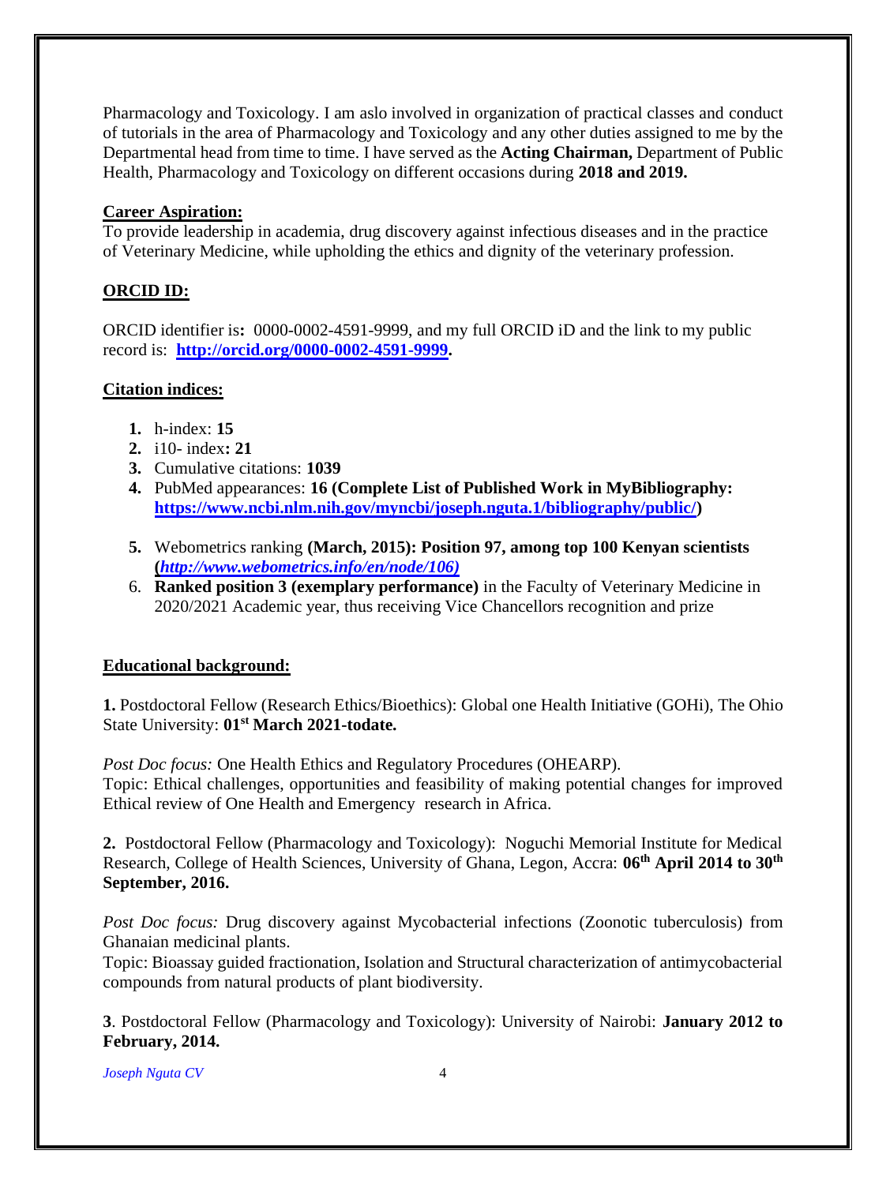Pharmacology and Toxicology. I am aslo involved in organization of practical classes and conduct of tutorials in the area of Pharmacology and Toxicology and any other duties assigned to me by the Departmental head from time to time. I have served as the **Acting Chairman,** Department of Public Health, Pharmacology and Toxicology on different occasions during **2018 and 2019.**

**Career Aspiration:**

To provide leadership in academia, drug discovery against infectious diseases and in the practice of Veterinary Medicine, while upholding the ethics and dignity of the veterinary profession.

**ORCID ID:**

ORCID identifier is**:** 0000-0002-4591-9999, and my full ORCID iD and the link to my public record is: **[http://orcid.org/0000-0002-4591-9999](http://orcid.org/0000-0002-4591-9999).**

**Citation indices:**

1. h-index: **15**
2. i10- index**: 21**
3. Cumulative citations: **1039**
4. PubMed appearances: **16 (Complete List of Published Work in MyBibliography: [https://www.ncbi.nlm.nih.gov/myncbi/joseph.nguta.1/bibliography/public/](https://www.ncbi.nlm.nih.gov/myncbi/joseph.nguta.1/bibliography/public/))**
5. Webometrics ranking **(March, 2015): Position 97, among top 100 Kenyan scientists (*[http://www.webometrics.info/en/node/106](http://www.webometrics.info/en/node/106))*)**
6. **Ranked position 3 (exemplary performance)** in the Faculty of Veterinary Medicine in 2020/2021 Academic year, thus receiving Vice Chancellors recognition and prize

**Educational background:**

**1.** Postdoctoral Fellow (Research Ethics/Bioethics): Global one Health Initiative (GOHi), The Ohio State University: **01st March 2021-todate.**

*Post Doc focus:* One Health Ethics and Regulatory Procedures (OHEARP).
Topic: Ethical challenges, opportunities and feasibility of making potential changes for improved Ethical review of One Health and Emergency research in Africa.

**2.** Postdoctoral Fellow (Pharmacology and Toxicology): Noguchi Memorial Institute for Medical Research, College of Health Sciences, University of Ghana, Legon, Accra: **06th April 2014 to 30th September, 2016.**

*Post Doc focus:* Drug discovery against Mycobacterial infections (Zoonotic tuberculosis) from Ghanaian medicinal plants.
Topic: Bioassay guided fractionation, Isolation and Structural characterization of antimycobacterial compounds from natural products of plant biodiversity.

**3**. Postdoctoral Fellow (Pharmacology and Toxicology): University of Nairobi: **January 2012 to February, 2014.**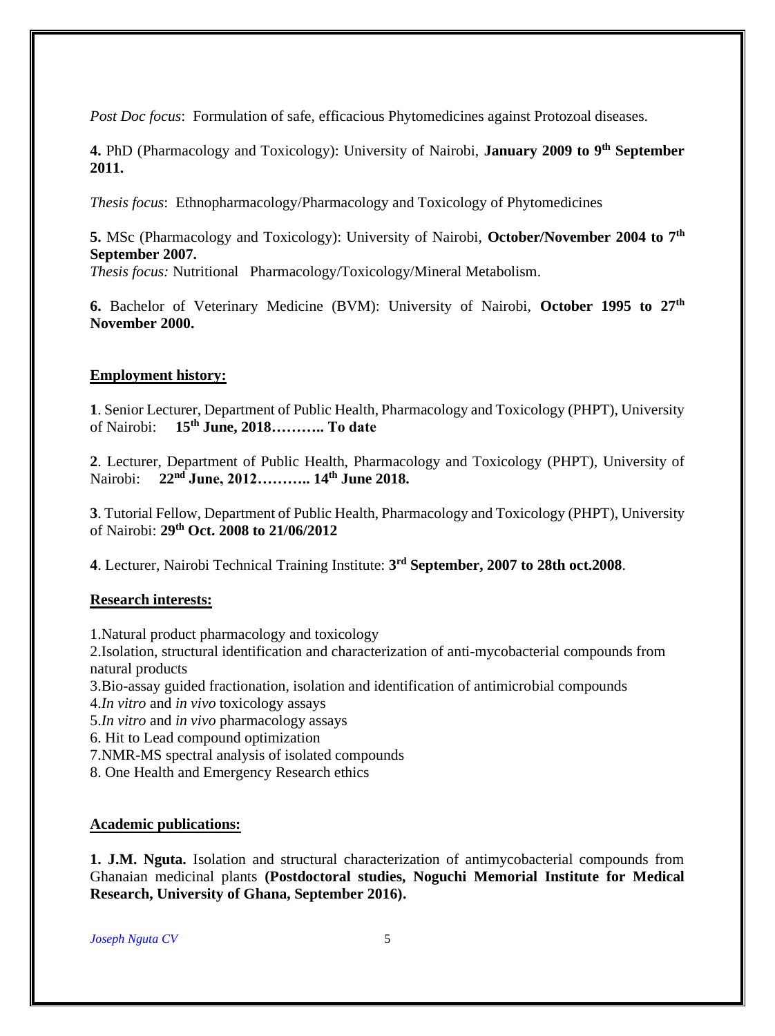*Post Doc focus*: Formulation of safe, efficacious Phytomedicines against Protozoal diseases.

**4.** PhD (Pharmacology and Toxicology): University of Nairobi, **January 2009 to 9th September 2011.**

*Thesis focus*: Ethnopharmacology/Pharmacology and Toxicology of Phytomedicines

**5.** MSc (Pharmacology and Toxicology): University of Nairobi, **October/November 2004 to 7th September 2007.**
*Thesis focus:* Nutritional Pharmacology/Toxicology/Mineral Metabolism.

**6.** Bachelor of Veterinary Medicine (BVM): University of Nairobi, **October 1995 to 27th November 2000.**

## Employment history:

**1**. Senior Lecturer, Department of Public Health, Pharmacology and Toxicology (PHPT), University of Nairobi: **15th June, 2018……….. To date**

**2**. Lecturer, Department of Public Health, Pharmacology and Toxicology (PHPT), University of Nairobi: **22nd June, 2012……….. 14th June 2018.**

**3**. Tutorial Fellow, Department of Public Health, Pharmacology and Toxicology (PHPT), University of Nairobi: **29th Oct. 2008 to 21/06/2012**

**4**. Lecturer, Nairobi Technical Training Institute: **3rd September, 2007 to 28th oct.2008**.

## Research interests:

1.Natural product pharmacology and toxicology
2.Isolation, structural identification and characterization of anti-mycobacterial compounds from natural products
3.Bio-assay guided fractionation, isolation and identification of antimicrobial compounds
4.*In vitro* and *in vivo* toxicology assays
5.*In vitro* and *in vivo* pharmacology assays
6. Hit to Lead compound optimization
7.NMR-MS spectral analysis of isolated compounds
8. One Health and Emergency Research ethics

## Academic publications:

**1. J.M. Nguta.** Isolation and structural characterization of antimycobacterial compounds from Ghanaian medicinal plants **(Postdoctoral studies, Noguchi Memorial Institute for Medical Research, University of Ghana, September 2016).**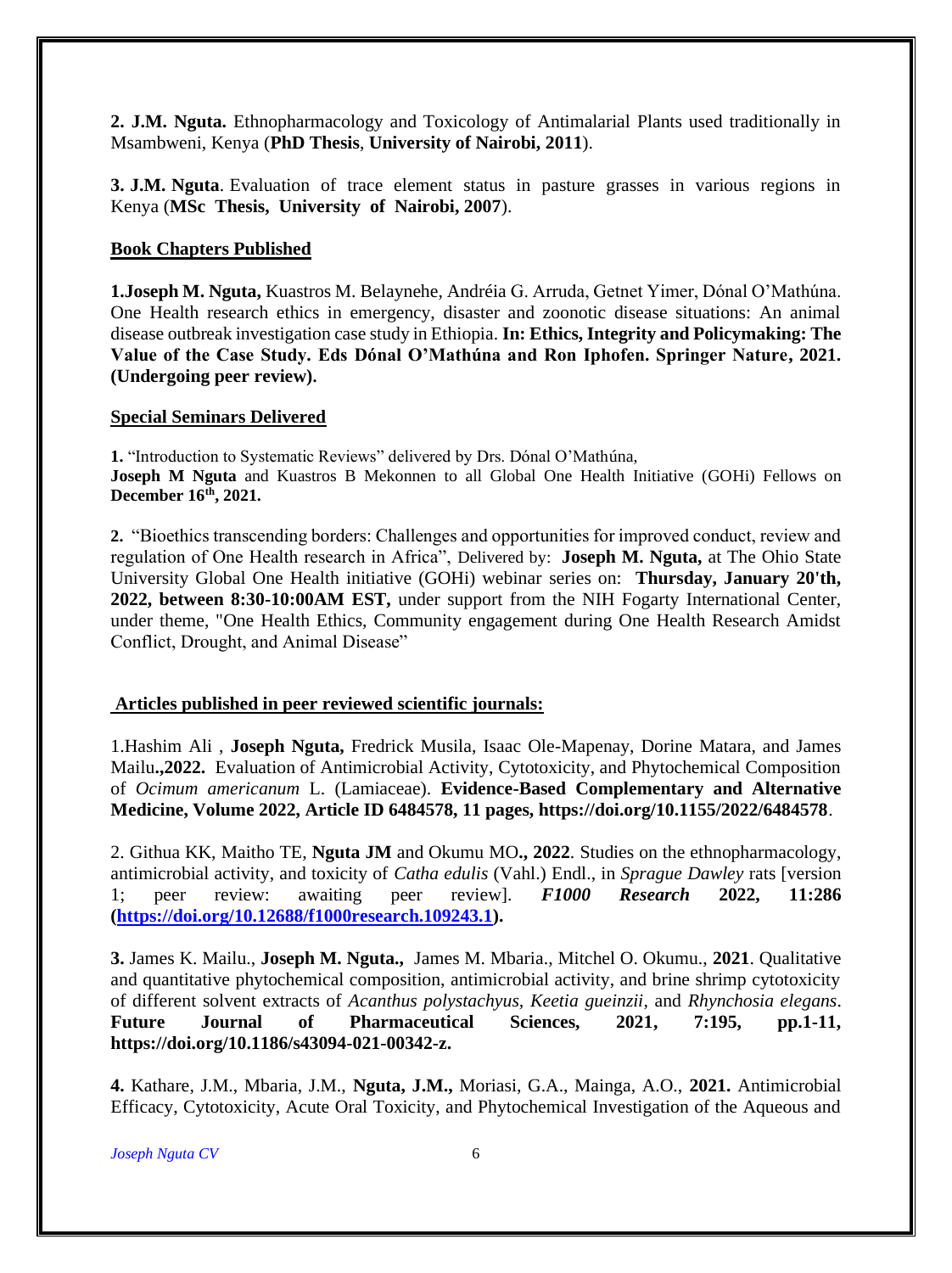**2. J.M. Nguta.** Ethnopharmacology and Toxicology of Antimalarial Plants used traditionally in Msambweni, Kenya (**PhD Thesis**, **University of Nairobi, 2011**).

**3. J.M. Nguta**. Evaluation of trace element status in pasture grasses in various regions in Kenya (**MSc Thesis, University of Nairobi, 2007**).

## Book Chapters Published

**1.Joseph M. Nguta,** Kuastros M. Belaynehe, Andréia G. Arruda, Getnet Yimer, Dónal O'Mathúna. One Health research ethics in emergency, disaster and zoonotic disease situations: An animal disease outbreak investigation case study in Ethiopia. **In: Ethics, Integrity and Policymaking: The Value of the Case Study. Eds Dónal O'Mathúna and Ron Iphofen. Springer Nature, 2021. (Undergoing peer review).**

## Special Seminars Delivered

**1.** "Introduction to Systematic Reviews" delivered by Drs. Dónal O'Mathúna, **Joseph M Nguta** and Kuastros B Mekonnen to all Global One Health Initiative (GOHi) Fellows on **December 16th, 2021.**

**2.** "Bioethics transcending borders: Challenges and opportunities for improved conduct, review and regulation of One Health research in Africa", Delivered by: **Joseph M. Nguta,** at The Ohio State University Global One Health initiative (GOHi) webinar series on: **Thursday, January 20'th, 2022, between 8:30-10:00AM EST,** under support from the NIH Fogarty International Center, under theme, "One Health Ethics, Community engagement during One Health Research Amidst Conflict, Drought, and Animal Disease"

## Articles published in peer reviewed scientific journals:

1.Hashim Ali , **Joseph Nguta,** Fredrick Musila, Isaac Ole-Mapenay, Dorine Matara, and James Mailu**.,2022.** Evaluation of Antimicrobial Activity, Cytotoxicity, and Phytochemical Composition of *Ocimum americanum* L. (Lamiaceae). **Evidence-Based Complementary and Alternative Medicine, Volume 2022, Article ID 6484578, 11 pages, https://doi.org/10.1155/2022/6484578**.

2. Githua KK, Maitho TE, **Nguta JM** and Okumu MO**., 2022**. Studies on the ethnopharmacology, antimicrobial activity, and toxicity of *Catha edulis* (Vahl.) Endl., in *Sprague Dawley* rats [version 1; peer review: awaiting peer review]. ***F1000 Research* 2022, 11:286 (https://doi.org/10.12688/f1000research.109243.1).**

**3.** James K. Mailu., **Joseph M. Nguta.,** James M. Mbaria., Mitchel O. Okumu., **2021**. Qualitative and quantitative phytochemical composition, antimicrobial activity, and brine shrimp cytotoxicity of different solvent extracts of *Acanthus polystachyus, Keetia gueinzii*, and *Rhynchosia elegans*. **Future Journal of Pharmaceutical Sciences, 2021, 7:195, pp.1-11, https://doi.org/10.1186/s43094-021-00342-z.**

**4.** Kathare, J.M., Mbaria, J.M., **Nguta, J.M.,** Moriasi, G.A., Mainga, A.O., **2021.** Antimicrobial Efficacy, Cytotoxicity, Acute Oral Toxicity, and Phytochemical Investigation of the Aqueous and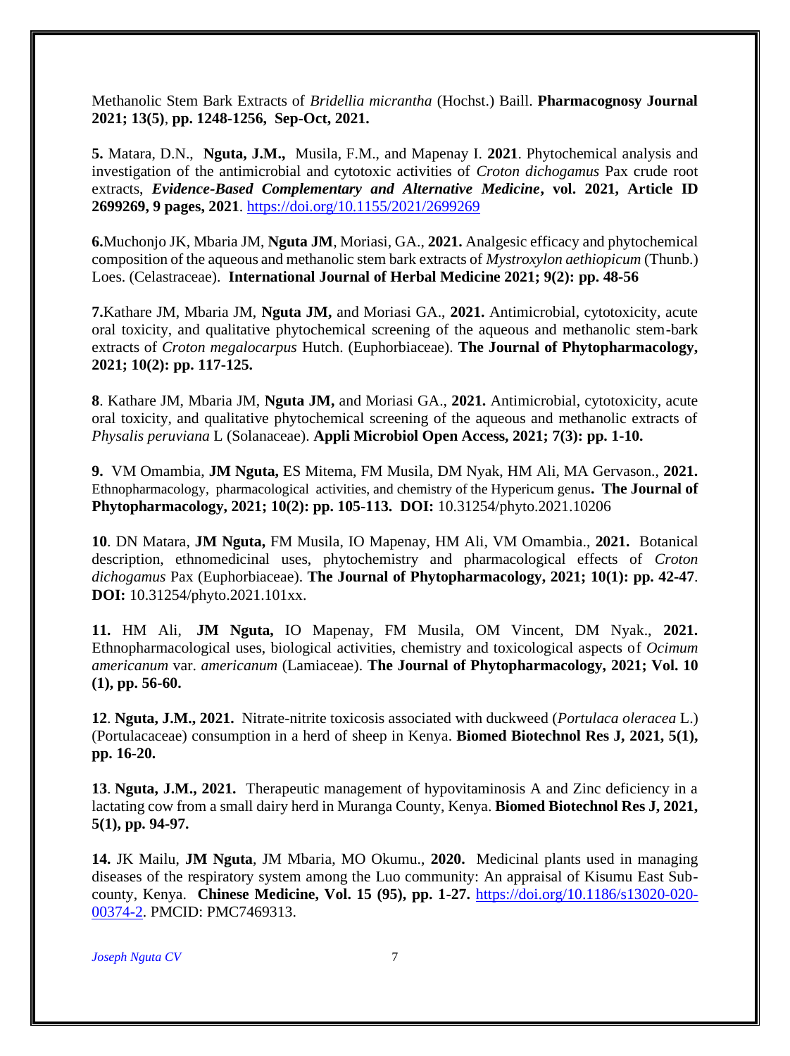Methanolic Stem Bark Extracts of *Bridellia micrantha* (Hochst.) Baill. **Pharmacognosy Journal 2021; 13(5)**, **pp. 1248-1256, Sep-Oct, 2021.**

**5.** Matara, D.N., **Nguta, J.M.,** Musila, F.M., and Mapenay I. **2021**. Phytochemical analysis and investigation of the antimicrobial and cytotoxic activities of *Croton dichogamus* Pax crude root extracts, ***Evidence-Based Complementary and Alternative Medicine*, vol. 2021, Article ID 2699269, 9 pages, 2021**. https://doi.org/10.1155/2021/2699269

**6.**Muchonjo JK, Mbaria JM, **Nguta JM**, Moriasi, GA., **2021.** Analgesic efficacy and phytochemical composition of the aqueous and methanolic stem bark extracts of *Mystroxylon aethiopicum* (Thunb.) Loes. (Celastraceae). **International Journal of Herbal Medicine 2021; 9(2): pp. 48-56**

**7.**Kathare JM, Mbaria JM, **Nguta JM,** and Moriasi GA., **2021.** Antimicrobial, cytotoxicity, acute oral toxicity, and qualitative phytochemical screening of the aqueous and methanolic stem-bark extracts of *Croton megalocarpus* Hutch. (Euphorbiaceae). **The Journal of Phytopharmacology, 2021; 10(2): pp. 117-125.**

**8**. Kathare JM, Mbaria JM, **Nguta JM,** and Moriasi GA., **2021.** Antimicrobial, cytotoxicity, acute oral toxicity, and qualitative phytochemical screening of the aqueous and methanolic extracts of *Physalis peruviana* L (Solanaceae). **Appli Microbiol Open Access, 2021; 7(3): pp. 1-10.**

**9.** VM Omambia, **JM Nguta,** ES Mitema, FM Musila, DM Nyak, HM Ali, MA Gervason., **2021.** Ethnopharmacology, pharmacological activities, and chemistry of the Hypericum genus**. The Journal of Phytopharmacology, 2021; 10(2): pp. 105-113. DOI:** 10.31254/phyto.2021.10206

**10**. DN Matara, **JM Nguta,** FM Musila, IO Mapenay, HM Ali, VM Omambia., **2021.** Botanical description, ethnomedicinal uses, phytochemistry and pharmacological effects of *Croton dichogamus* Pax (Euphorbiaceae). **The Journal of Phytopharmacology, 2021; 10(1): pp. 42-47**. **DOI:** 10.31254/phyto.2021.101xx.

**11.** HM Ali, **JM Nguta,** IO Mapenay, FM Musila, OM Vincent, DM Nyak., **2021.** Ethnopharmacological uses, biological activities, chemistry and toxicological aspects of *Ocimum americanum* var. *americanum* (Lamiaceae). **The Journal of Phytopharmacology, 2021; Vol. 10 (1), pp. 56-60.**

**12**. **Nguta, J.M., 2021.** Nitrate-nitrite toxicosis associated with duckweed (*Portulaca oleracea* L.) (Portulacaceae) consumption in a herd of sheep in Kenya. **Biomed Biotechnol Res J, 2021, 5(1), pp. 16-20.**

**13**. **Nguta, J.M., 2021.** Therapeutic management of hypovitaminosis A and Zinc deficiency in a lactating cow from a small dairy herd in Muranga County, Kenya. **Biomed Biotechnol Res J, 2021, 5(1), pp. 94-97.**

**14.** JK Mailu, **JM Nguta**, JM Mbaria, MO Okumu., **2020.** Medicinal plants used in managing diseases of the respiratory system among the Luo community: An appraisal of Kisumu East Sub-county, Kenya. **Chinese Medicine, Vol. 15 (95), pp. 1-27.** https://doi.org/10.1186/s13020-020-00374-2. PMCID: PMC7469313.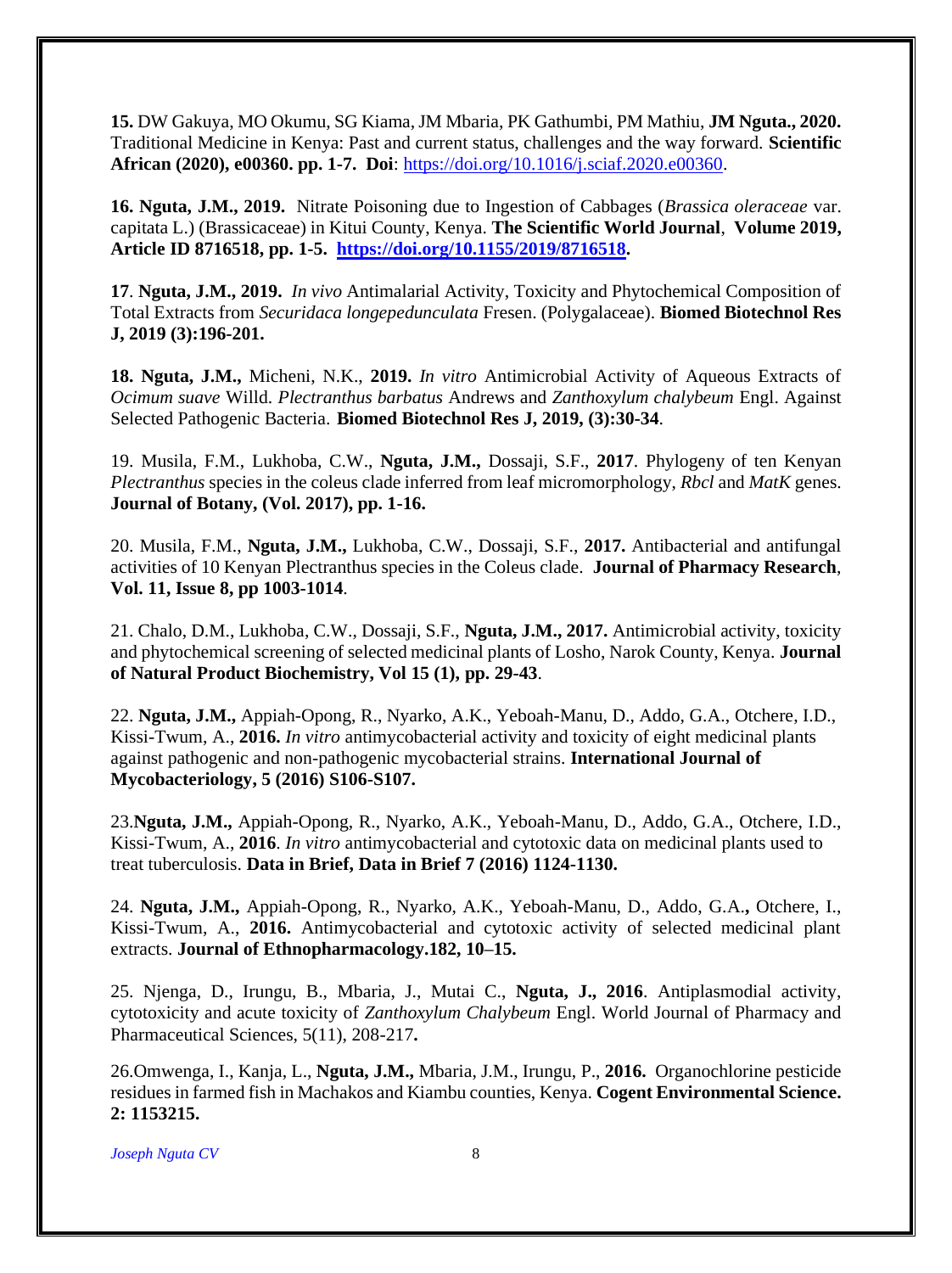**15.** DW Gakuya, MO Okumu, SG Kiama, JM Mbaria, PK Gathumbi, PM Mathiu, **JM Nguta., 2020.** Traditional Medicine in Kenya: Past and current status, challenges and the way forward. **Scientific African (2020), e00360. pp. 1-7. Doi**: https://doi.org/10.1016/j.sciaf.2020.e00360.

**16. Nguta, J.M., 2019.** Nitrate Poisoning due to Ingestion of Cabbages (*Brassica oleraceae* var. capitata L.) (Brassicaceae) in Kitui County, Kenya. **The Scientific World Journal**, **Volume 2019, Article ID 8716518, pp. 1-5. https://doi.org/10.1155/2019/8716518.**

**17**. **Nguta, J.M., 2019.** *In vivo* Antimalarial Activity, Toxicity and Phytochemical Composition of Total Extracts from *Securidaca longepedunculata* Fresen. (Polygalaceae). **Biomed Biotechnol Res J, 2019 (3):196-201.**

**18. Nguta, J.M.,** Micheni, N.K., **2019.** *In vitro* Antimicrobial Activity of Aqueous Extracts of *Ocimum suave* Willd. *Plectranthus barbatus* Andrews and *Zanthoxylum chalybeum* Engl. Against Selected Pathogenic Bacteria. **Biomed Biotechnol Res J, 2019, (3):30-34**.

19. Musila, F.M., Lukhoba, C.W., **Nguta, J.M.,** Dossaji, S.F., **2017**. Phylogeny of ten Kenyan *Plectranthus* species in the coleus clade inferred from leaf micromorphology, *Rbcl* and *MatK* genes. **Journal of Botany, (Vol. 2017), pp. 1-16.**

20. Musila, F.M., **Nguta, J.M.,** Lukhoba, C.W., Dossaji, S.F., **2017.** Antibacterial and antifungal activities of 10 Kenyan Plectranthus species in the Coleus clade. **Journal of Pharmacy Research**, **Vol. 11, Issue 8, pp 1003-1014**.

21. Chalo, D.M., Lukhoba, C.W., Dossaji, S.F., **Nguta, J.M., 2017.** Antimicrobial activity, toxicity and phytochemical screening of selected medicinal plants of Losho, Narok County, Kenya. **Journal of Natural Product Biochemistry, Vol 15 (1), pp. 29-43**.

22. **Nguta, J.M.,** Appiah-Opong, R., Nyarko, A.K., Yeboah-Manu, D., Addo, G.A., Otchere, I.D., Kissi-Twum, A., **2016.** *In vitro* antimycobacterial activity and toxicity of eight medicinal plants against pathogenic and non-pathogenic mycobacterial strains. **International Journal of Mycobacteriology, 5 (2016) S106-S107.**

23.**Nguta, J.M.,** Appiah-Opong, R., Nyarko, A.K., Yeboah-Manu, D., Addo, G.A., Otchere, I.D., Kissi-Twum, A., **2016**. *In vitro* antimycobacterial and cytotoxic data on medicinal plants used to treat tuberculosis. **Data in Brief, Data in Brief 7 (2016) 1124-1130.**

24. **Nguta, J.M.,** Appiah-Opong, R., Nyarko, A.K., Yeboah-Manu, D., Addo, G.A.**,** Otchere, I., Kissi-Twum, A., **2016.** Antimycobacterial and cytotoxic activity of selected medicinal plant extracts. **Journal of Ethnopharmacology.182, 10–15.**

25. Njenga, D., Irungu, B., Mbaria, J., Mutai C., **Nguta, J., 2016**. Antiplasmodial activity, cytotoxicity and acute toxicity of *Zanthoxylum Chalybeum* Engl. World Journal of Pharmacy and Pharmaceutical Sciences, 5(11), 208-217**.**

26.Omwenga, I., Kanja, L., **Nguta, J.M.,** Mbaria, J.M., Irungu, P., **2016.** Organochlorine pesticide residues in farmed fish in Machakos and Kiambu counties, Kenya. **Cogent Environmental Science. 2: 1153215.**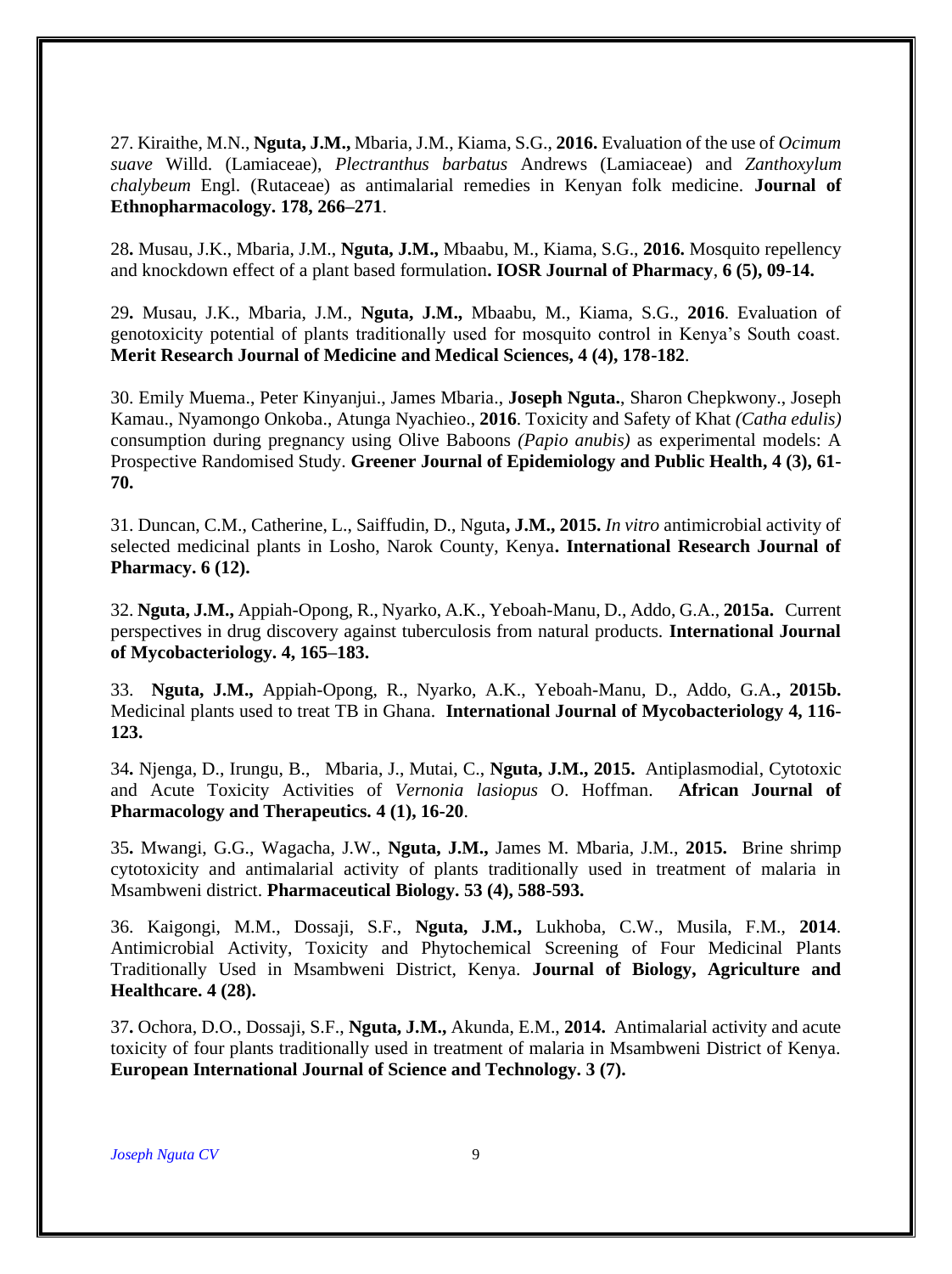27. Kiraithe, M.N., **Nguta, J.M.,** Mbaria, J.M., Kiama, S.G., **2016.** Evaluation of the use of *Ocimum suave* Willd. (Lamiaceae), *Plectranthus barbatus* Andrews (Lamiaceae) and *Zanthoxylum chalybeum* Engl. (Rutaceae) as antimalarial remedies in Kenyan folk medicine. **Journal of Ethnopharmacology. 178, 266–271**.

28**.** Musau, J.K., Mbaria, J.M., **Nguta, J.M.,** Mbaabu, M., Kiama, S.G., **2016.** Mosquito repellency and knockdown effect of a plant based formulation**. IOSR Journal of Pharmacy**, **6 (5), 09-14.**

29**.** Musau, J.K., Mbaria, J.M., **Nguta, J.M.,** Mbaabu, M., Kiama, S.G., **2016**. Evaluation of genotoxicity potential of plants traditionally used for mosquito control in Kenya's South coast. **Merit Research Journal of Medicine and Medical Sciences, 4 (4), 178-182**.

30. Emily Muema., Peter Kinyanjui., James Mbaria., **Joseph Nguta.**, Sharon Chepkwony., Joseph Kamau., Nyamongo Onkoba., Atunga Nyachieo., **2016**. Toxicity and Safety of Khat *(Catha edulis)* consumption during pregnancy using Olive Baboons *(Papio anubis)* as experimental models: A Prospective Randomised Study. **Greener Journal of Epidemiology and Public Health, 4 (3), 61-70.**

31. Duncan, C.M., Catherine, L., Saiffudin, D., Nguta**, J.M., 2015.** *In vitro* antimicrobial activity of selected medicinal plants in Losho, Narok County, Kenya**. International Research Journal of Pharmacy. 6 (12).**

32. **Nguta, J.M.,** Appiah-Opong, R., Nyarko, A.K., Yeboah-Manu, D., Addo, G.A., **2015a.** Current perspectives in drug discovery against tuberculosis from natural products. **International Journal of Mycobacteriology. 4, 165–183.**

33. **Nguta, J.M.,** Appiah-Opong, R., Nyarko, A.K., Yeboah-Manu, D., Addo, G.A.**, 2015b.** Medicinal plants used to treat TB in Ghana. **International Journal of Mycobacteriology 4, 116-123.**

34**.** Njenga, D., Irungu, B., Mbaria, J., Mutai, C., **Nguta, J.M., 2015.** Antiplasmodial, Cytotoxic and Acute Toxicity Activities of *Vernonia lasiopus* O. Hoffman. **African Journal of Pharmacology and Therapeutics. 4 (1), 16-20**.

35**.** Mwangi, G.G., Wagacha, J.W., **Nguta, J.M.,** James M. Mbaria, J.M., **2015.** Brine shrimp cytotoxicity and antimalarial activity of plants traditionally used in treatment of malaria in Msambweni district. **Pharmaceutical Biology. 53 (4), 588-593.**

36. Kaigongi, M.M., Dossaji, S.F., **Nguta, J.M.,** Lukhoba, C.W., Musila, F.M., **2014**. Antimicrobial Activity, Toxicity and Phytochemical Screening of Four Medicinal Plants Traditionally Used in Msambweni District, Kenya. **Journal of Biology, Agriculture and Healthcare. 4 (28).**

37**.** Ochora, D.O., Dossaji, S.F., **Nguta, J.M.,** Akunda, E.M., **2014.** Antimalarial activity and acute toxicity of four plants traditionally used in treatment of malaria in Msambweni District of Kenya. **European International Journal of Science and Technology. 3 (7).**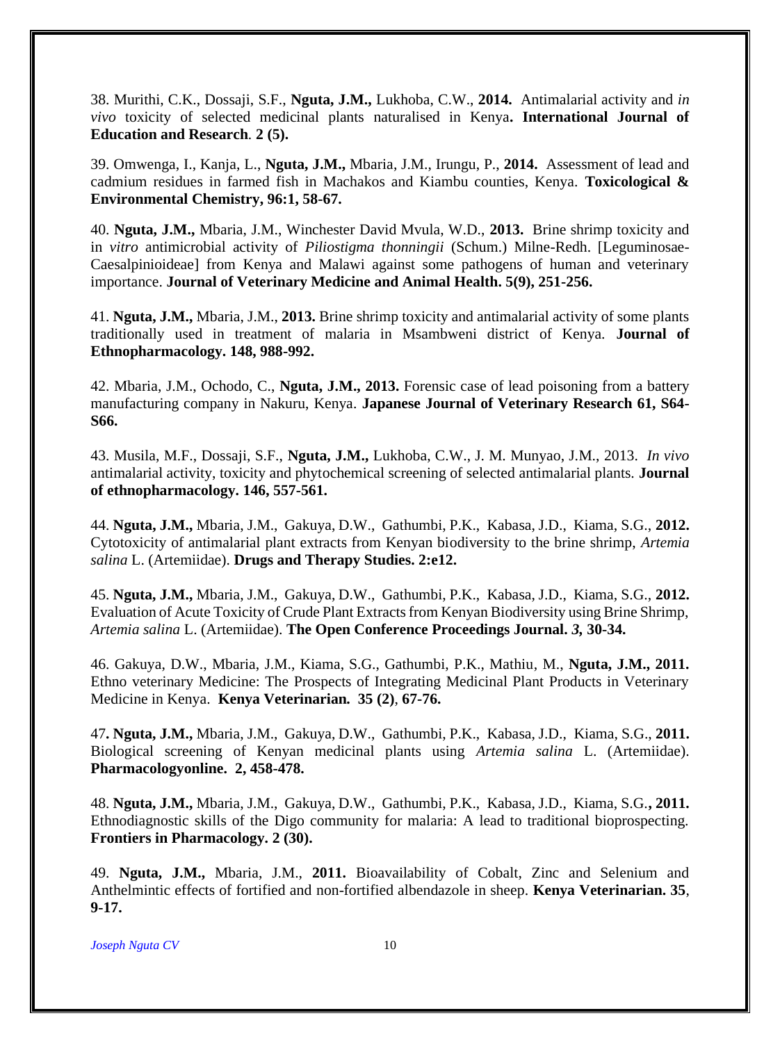38. Murithi, C.K., Dossaji, S.F., **Nguta, J.M.,** Lukhoba, C.W., **2014.** Antimalarial activity and *in vivo* toxicity of selected medicinal plants naturalised in Kenya**. International Journal of Education and Research**. **2 (5).**

39. Omwenga, I., Kanja, L., **Nguta, J.M.,** Mbaria, J.M., Irungu, P., **2014.** Assessment of lead and cadmium residues in farmed fish in Machakos and Kiambu counties, Kenya. **Toxicological & Environmental Chemistry, 96:1, 58-67.**

40. **Nguta, J.M.,** Mbaria, J.M., Winchester David Mvula, W.D., **2013.** Brine shrimp toxicity and in *vitro* antimicrobial activity of *Piliostigma thonningii* (Schum.) Milne-Redh. [Leguminosae-Caesalpinioideae] from Kenya and Malawi against some pathogens of human and veterinary importance. **Journal of Veterinary Medicine and Animal Health. 5(9), 251-256.**

41. **Nguta, J.M.,** Mbaria, J.M., **2013.** Brine shrimp toxicity and antimalarial activity of some plants traditionally used in treatment of malaria in Msambweni district of Kenya. **Journal of Ethnopharmacology. 148, 988-992.**

42. Mbaria, J.M., Ochodo, C., **Nguta, J.M., 2013.** Forensic case of lead poisoning from a battery manufacturing company in Nakuru, Kenya. **Japanese Journal of Veterinary Research 61, S64-S66.**

43. Musila, M.F., Dossaji, S.F., **Nguta, J.M.,** Lukhoba, C.W., J. M. Munyao, J.M., 2013. *In vivo* antimalarial activity, toxicity and phytochemical screening of selected antimalarial plants. **Journal of ethnopharmacology. 146, 557-561.**

44. **Nguta, J.M.,** Mbaria, J.M., Gakuya, D.W., Gathumbi, P.K., Kabasa, J.D., Kiama, S.G., **2012.** Cytotoxicity of antimalarial plant extracts from Kenyan biodiversity to the brine shrimp, *Artemia salina* L. (Artemiidae). **Drugs and Therapy Studies. 2:e12.**

45. **Nguta, J.M.,** Mbaria, J.M., Gakuya, D.W., Gathumbi, P.K., Kabasa, J.D., Kiama, S.G., **2012.** Evaluation of Acute Toxicity of Crude Plant Extracts from Kenyan Biodiversity using Brine Shrimp, *Artemia salina* L. (Artemiidae). **The Open Conference Proceedings Journal.** ***3*****, 30-34.**

46. Gakuya, D.W., Mbaria, J.M., Kiama, S.G., Gathumbi, P.K., Mathiu, M., **Nguta, J.M., 2011.** Ethno veterinary Medicine: The Prospects of Integrating Medicinal Plant Products in Veterinary Medicine in Kenya. **Kenya Veterinarian. 35 (2)**, **67-76.**

47**. Nguta, J.M.,** Mbaria, J.M., Gakuya, D.W., Gathumbi, P.K., Kabasa, J.D., Kiama, S.G., **2011.** Biological screening of Kenyan medicinal plants using *Artemia salina* L. (Artemiidae). **Pharmacologyonline. 2, 458-478.**

48. **Nguta, J.M.,** Mbaria, J.M., Gakuya, D.W., Gathumbi, P.K., Kabasa, J.D., Kiama, S.G.**, 2011.** Ethnodiagnostic skills of the Digo community for malaria: A lead to traditional bioprospecting. **Frontiers in Pharmacology. 2 (30).**

49. **Nguta, J.M.,** Mbaria, J.M., **2011.** Bioavailability of Cobalt, Zinc and Selenium and Anthelmintic effects of fortified and non-fortified albendazole in sheep. **Kenya Veterinarian. 35**, **9-17.**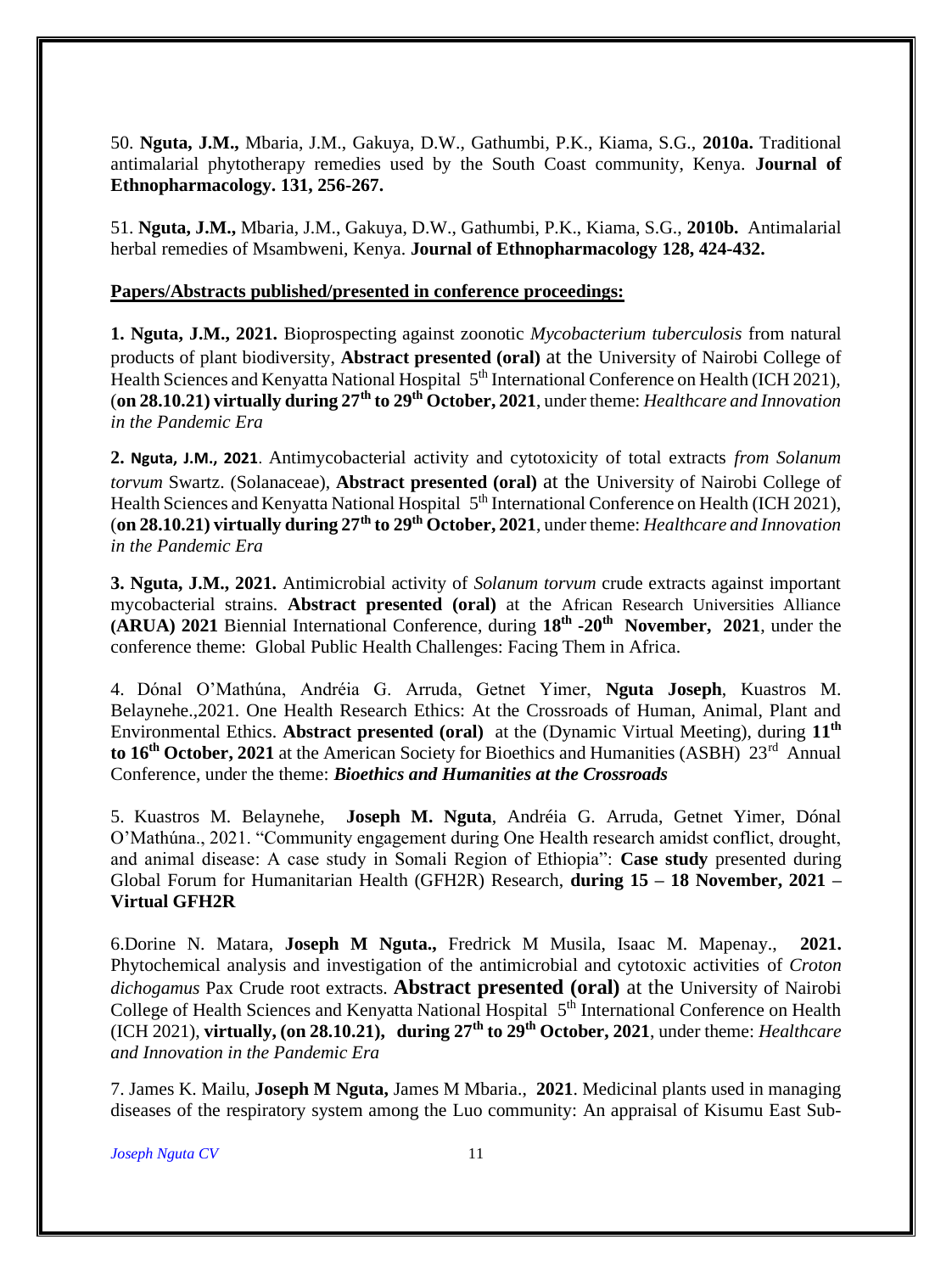50. **Nguta, J.M.,** Mbaria, J.M., Gakuya, D.W., Gathumbi, P.K., Kiama, S.G., **2010a.** Traditional antimalarial phytotherapy remedies used by the South Coast community, Kenya. **Journal of Ethnopharmacology. 131, 256-267.**

51. **Nguta, J.M.,** Mbaria, J.M., Gakuya, D.W., Gathumbi, P.K., Kiama, S.G., **2010b.** Antimalarial herbal remedies of Msambweni, Kenya. **Journal of Ethnopharmacology 128, 424-432.**

**Papers/Abstracts published/presented in conference proceedings:**

**1. Nguta, J.M., 2021.** Bioprospecting against zoonotic *Mycobacterium tuberculosis* from natural products of plant biodiversity, **Abstract presented (oral)** at the University of Nairobi College of Health Sciences and Kenyatta National Hospital 5th International Conference on Health (ICH 2021), (**on 28.10.21) virtually during 27th to 29th October, 2021**, under theme: *Healthcare and Innovation in the Pandemic Era*

**2. Nguta, J.M., 2021**. Antimycobacterial activity and cytotoxicity of total extracts *from Solanum torvum* Swartz. (Solanaceae), **Abstract presented (oral)** at the University of Nairobi College of Health Sciences and Kenyatta National Hospital 5th International Conference on Health (ICH 2021), (**on 28.10.21) virtually during 27th to 29th October, 2021**, under theme: *Healthcare and Innovation in the Pandemic Era*

**3. Nguta, J.M., 2021.** Antimicrobial activity of *Solanum torvum* crude extracts against important mycobacterial strains. **Abstract presented (oral)** at the African Research Universities Alliance **(ARUA) 2021** Biennial International Conference, during **18th -20th November, 2021**, under the conference theme: Global Public Health Challenges: Facing Them in Africa.

4. Dónal O'Mathúna, Andréia G. Arruda, Getnet Yimer, **Nguta Joseph**, Kuastros M. Belaynehe.,2021. One Health Research Ethics: At the Crossroads of Human, Animal, Plant and Environmental Ethics. **Abstract presented (oral)** at the (Dynamic Virtual Meeting), during **11th to 16th October, 2021** at the American Society for Bioethics and Humanities (ASBH) 23rd Annual Conference, under the theme: ***Bioethics and Humanities at the Crossroads***

5. Kuastros M. Belaynehe, **Joseph M. Nguta**, Andréia G. Arruda, Getnet Yimer, Dónal O'Mathúna., 2021. "Community engagement during One Health research amidst conflict, drought, and animal disease: A case study in Somali Region of Ethiopia": **Case study** presented during Global Forum for Humanitarian Health (GFH2R) Research, **during 15 – 18 November, 2021 – Virtual GFH2R**

6.Dorine N. Matara, **Joseph M Nguta.,** Fredrick M Musila, Isaac M. Mapenay., **2021.** Phytochemical analysis and investigation of the antimicrobial and cytotoxic activities of *Croton dichogamus* Pax Crude root extracts. **Abstract presented (oral)** at the University of Nairobi College of Health Sciences and Kenyatta National Hospital 5th International Conference on Health (ICH 2021), **virtually, (on 28.10.21), during 27th to 29th October, 2021**, under theme: *Healthcare and Innovation in the Pandemic Era*

7. James K. Mailu, **Joseph M Nguta,** James M Mbaria., **2021**. Medicinal plants used in managing diseases of the respiratory system among the Luo community: An appraisal of Kisumu East Sub-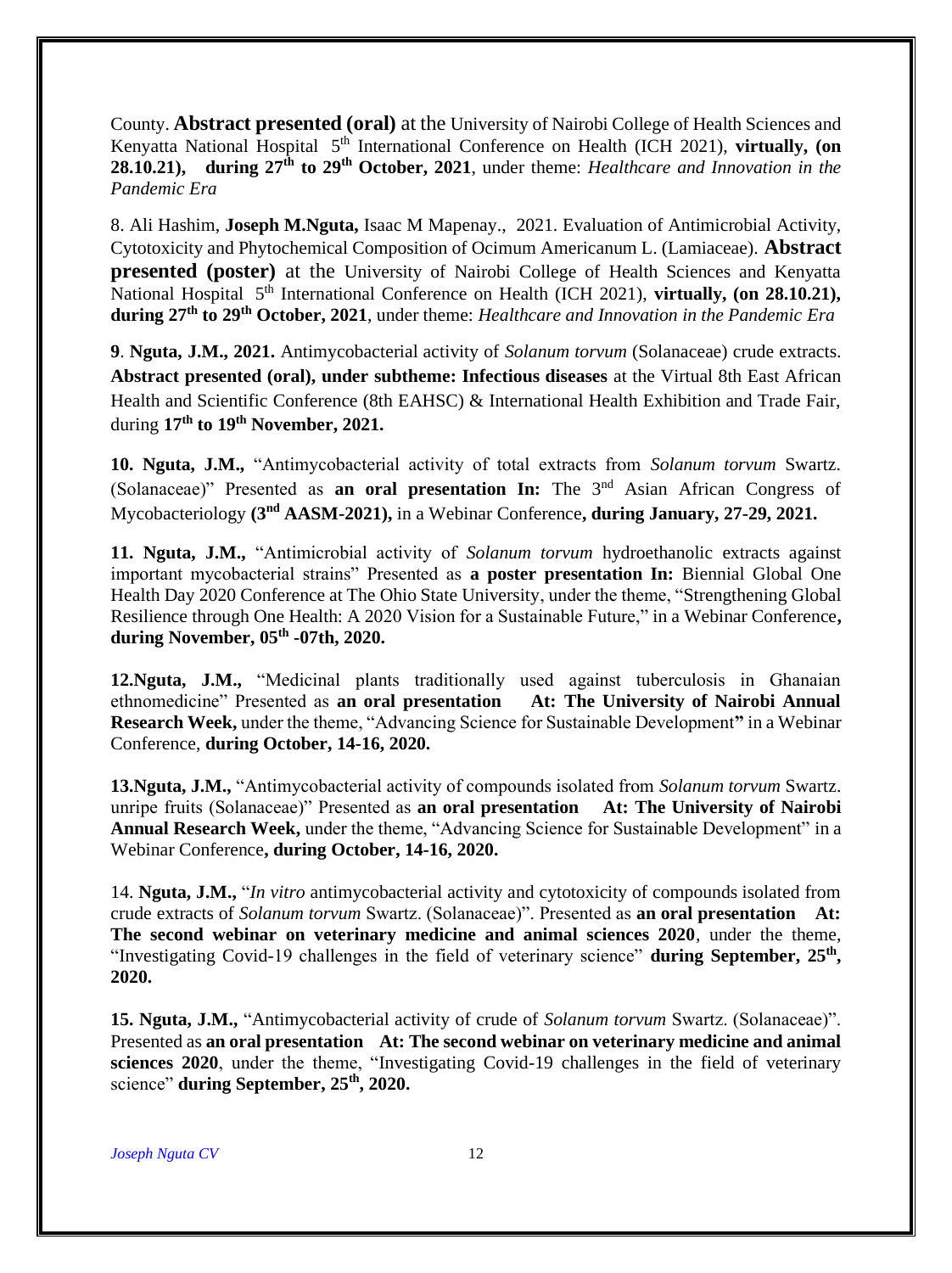County. **Abstract presented (oral)** at the University of Nairobi College of Health Sciences and Kenyatta National Hospital 5th International Conference on Health (ICH 2021), **virtually, (on 28.10.21), during 27th to 29th October, 2021**, under theme: *Healthcare and Innovation in the Pandemic Era*

8. Ali Hashim, **Joseph M.Nguta,** Isaac M Mapenay., 2021. Evaluation of Antimicrobial Activity, Cytotoxicity and Phytochemical Composition of Ocimum Americanum L. (Lamiaceae). **Abstract presented (poster)** at the University of Nairobi College of Health Sciences and Kenyatta National Hospital 5th International Conference on Health (ICH 2021), **virtually, (on 28.10.21), during 27th to 29th October, 2021**, under theme: *Healthcare and Innovation in the Pandemic Era*

**9**. **Nguta, J.M., 2021.** Antimycobacterial activity of *Solanum torvum* (Solanaceae) crude extracts. **Abstract presented (oral), under subtheme: Infectious diseases** at the Virtual 8th East African Health and Scientific Conference (8th EAHSC) & International Health Exhibition and Trade Fair, during **17th to 19th November, 2021.**

**10. Nguta, J.M.,** "Antimycobacterial activity of total extracts from *Solanum torvum* Swartz. (Solanaceae)" Presented as **an oral presentation In:** The 3nd Asian African Congress of Mycobacteriology **(3nd AASM-2021),** in a Webinar Conference**, during January, 27-29, 2021.**

**11. Nguta, J.M.,** "Antimicrobial activity of *Solanum torvum* hydroethanolic extracts against important mycobacterial strains" Presented as **a poster presentation In:** Biennial Global One Health Day 2020 Conference at The Ohio State University, under the theme, "Strengthening Global Resilience through One Health: A 2020 Vision for a Sustainable Future," in a Webinar Conference**, during November, 05th -07th, 2020.**

**12.Nguta, J.M.,** "Medicinal plants traditionally used against tuberculosis in Ghanaian ethnomedicine" Presented as **an oral presentation At: The University of Nairobi Annual Research Week,** under the theme, "Advancing Science for Sustainable Development**"** in a Webinar Conference, **during October, 14-16, 2020.**

**13.Nguta, J.M.,** "Antimycobacterial activity of compounds isolated from *Solanum torvum* Swartz. unripe fruits (Solanaceae)" Presented as **an oral presentation At: The University of Nairobi Annual Research Week,** under the theme, "Advancing Science for Sustainable Development" in a Webinar Conference**, during October, 14-16, 2020.**

14. **Nguta, J.M.,** "*In vitro* antimycobacterial activity and cytotoxicity of compounds isolated from crude extracts of *Solanum torvum* Swartz. (Solanaceae)". Presented as **an oral presentation At: The second webinar on veterinary medicine and animal sciences 2020**, under the theme, "Investigating Covid-19 challenges in the field of veterinary science" **during September, 25th, 2020.**

**15. Nguta, J.M.,** "Antimycobacterial activity of crude of *Solanum torvum* Swartz. (Solanaceae)". Presented as **an oral presentation At: The second webinar on veterinary medicine and animal sciences 2020**, under the theme, "Investigating Covid-19 challenges in the field of veterinary science" **during September, 25th, 2020.**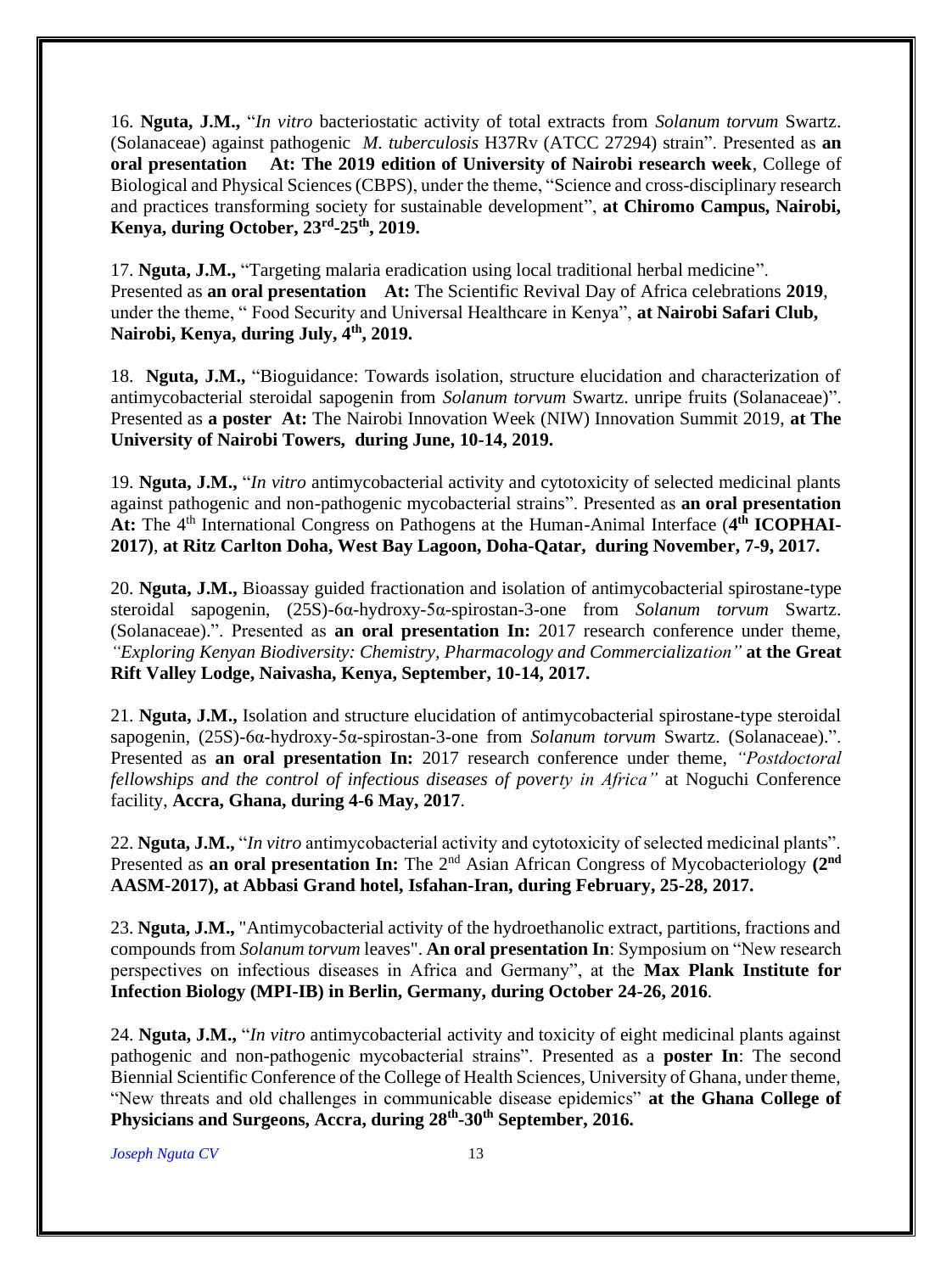16. **Nguta, J.M.,** "*In vitro* bacteriostatic activity of total extracts from *Solanum torvum* Swartz. (Solanaceae) against pathogenic *M. tuberculosis* H37Rv (ATCC 27294) strain". Presented as **an oral presentation At: The 2019 edition of University of Nairobi research week**, College of Biological and Physical Sciences (CBPS), under the theme, "Science and cross-disciplinary research and practices transforming society for sustainable development", **at Chiromo Campus, Nairobi, Kenya, during October, 23rd-25th, 2019.**

17. **Nguta, J.M.,** "Targeting malaria eradication using local traditional herbal medicine". Presented as **an oral presentation At:** The Scientific Revival Day of Africa celebrations **2019**, under the theme, " Food Security and Universal Healthcare in Kenya", **at Nairobi Safari Club, Nairobi, Kenya, during July, 4th, 2019.**

18. **Nguta, J.M.,** "Bioguidance: Towards isolation, structure elucidation and characterization of antimycobacterial steroidal sapogenin from *Solanum torvum* Swartz. unripe fruits (Solanaceae)". Presented as **a poster At:** The Nairobi Innovation Week (NIW) Innovation Summit 2019, **at The University of Nairobi Towers, during June, 10-14, 2019.**

19. **Nguta, J.M.,** "*In vitro* antimycobacterial activity and cytotoxicity of selected medicinal plants against pathogenic and non-pathogenic mycobacterial strains". Presented as **an oral presentation At:** The 4th International Congress on Pathogens at the Human-Animal Interface (**4th ICOPHAI-2017)**, **at Ritz Carlton Doha, West Bay Lagoon, Doha-Qatar, during November, 7-9, 2017.**

20. **Nguta, J.M.,** Bioassay guided fractionation and isolation of antimycobacterial spirostane-type steroidal sapogenin, (25S)-6α-hydroxy-5α-spirostan-3-one from *Solanum torvum* Swartz. (Solanaceae).". Presented as **an oral presentation In:** 2017 research conference under theme, *"Exploring Kenyan Biodiversity: Chemistry, Pharmacology and Commercialization"* **at the Great Rift Valley Lodge, Naivasha, Kenya, September, 10-14, 2017.**

21. **Nguta, J.M.,** Isolation and structure elucidation of antimycobacterial spirostane-type steroidal sapogenin, (25S)-6α-hydroxy-5α-spirostan-3-one from *Solanum torvum* Swartz. (Solanaceae).". Presented as **an oral presentation In:** 2017 research conference under theme, *"Postdoctoral fellowships and the control of infectious diseases of poverty in Africa"* at Noguchi Conference facility, **Accra, Ghana, during 4-6 May, 2017**.

22. **Nguta, J.M.,** "*In vitro* antimycobacterial activity and cytotoxicity of selected medicinal plants". Presented as **an oral presentation In:** The 2nd Asian African Congress of Mycobacteriology **(2nd AASM-2017), at Abbasi Grand hotel, Isfahan-Iran, during February, 25-28, 2017.**

23. **Nguta, J.M.,** "Antimycobacterial activity of the hydroethanolic extract, partitions, fractions and compounds from *Solanum torvum* leaves". **An oral presentation In**: Symposium on "New research perspectives on infectious diseases in Africa and Germany", at the **Max Plank Institute for Infection Biology (MPI-IB) in Berlin, Germany, during October 24-26, 2016**.

24. **Nguta, J.M.,** "*In vitro* antimycobacterial activity and toxicity of eight medicinal plants against pathogenic and non-pathogenic mycobacterial strains". Presented as a **poster In**: The second Biennial Scientific Conference of the College of Health Sciences, University of Ghana, under theme, "New threats and old challenges in communicable disease epidemics" **at the Ghana College of Physicians and Surgeons, Accra, during 28th-30th September, 2016.**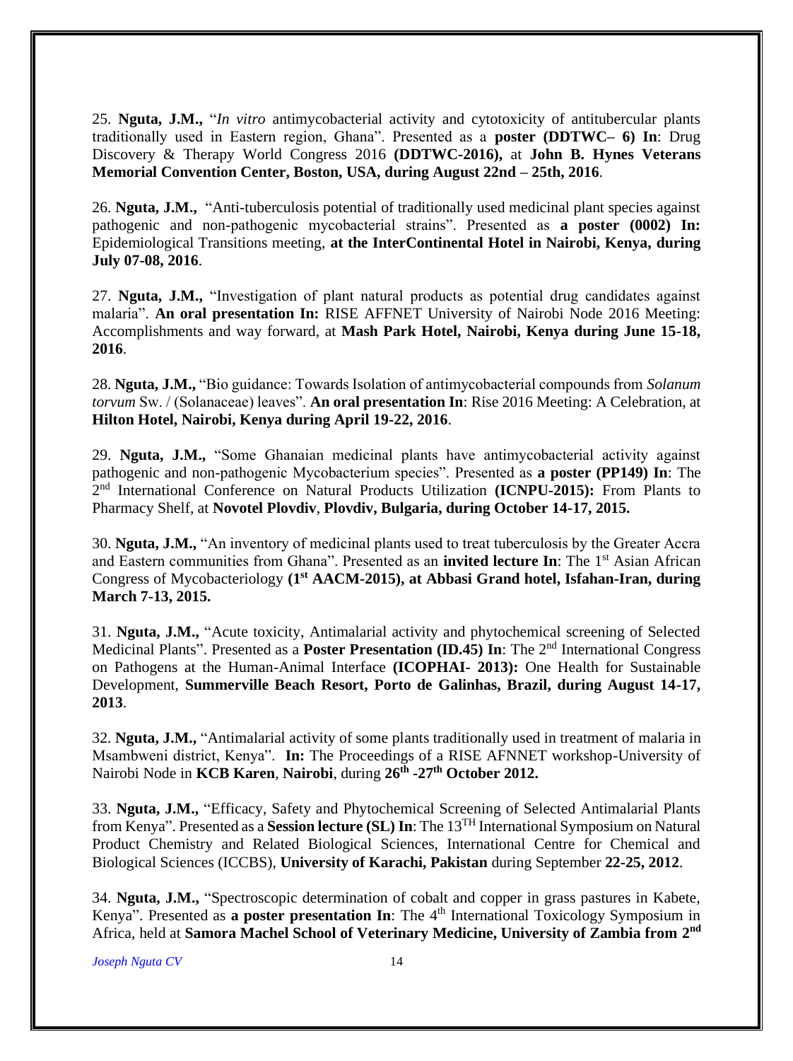25. **Nguta, J.M.,** "*In vitro* antimycobacterial activity and cytotoxicity of antitubercular plants traditionally used in Eastern region, Ghana". Presented as a **poster (DDTWC– 6) In**: Drug Discovery & Therapy World Congress 2016 **(DDTWC-2016),** at **John B. Hynes Veterans Memorial Convention Center, Boston, USA, during August 22nd – 25th, 2016**.

26. **Nguta, J.M.,** "Anti-tuberculosis potential of traditionally used medicinal plant species against pathogenic and non-pathogenic mycobacterial strains". Presented as **a poster (0002) In:** Epidemiological Transitions meeting, **at the InterContinental Hotel in Nairobi, Kenya, during July 07-08, 2016**.

27. **Nguta, J.M.,** "Investigation of plant natural products as potential drug candidates against malaria". **An oral presentation In:** RISE AFFNET University of Nairobi Node 2016 Meeting: Accomplishments and way forward, at **Mash Park Hotel, Nairobi, Kenya during June 15-18, 2016**.

28. **Nguta, J.M.,** "Bio guidance: Towards Isolation of antimycobacterial compounds from *Solanum torvum* Sw. / (Solanaceae) leaves". **An oral presentation In**: Rise 2016 Meeting: A Celebration, at **Hilton Hotel, Nairobi, Kenya during April 19-22, 2016**.

29. **Nguta, J.M.,** "Some Ghanaian medicinal plants have antimycobacterial activity against pathogenic and non-pathogenic Mycobacterium species". Presented as **a poster (PP149) In**: The 2nd International Conference on Natural Products Utilization **(ICNPU-2015):** From Plants to Pharmacy Shelf, at **Novotel Plovdiv**, **Plovdiv, Bulgaria, during October 14-17, 2015.**

30. **Nguta, J.M.,** "An inventory of medicinal plants used to treat tuberculosis by the Greater Accra and Eastern communities from Ghana". Presented as an **invited lecture In**: The 1st Asian African Congress of Mycobacteriology **(1st AACM-2015), at Abbasi Grand hotel, Isfahan-Iran, during March 7-13, 2015.**

31. **Nguta, J.M.,** "Acute toxicity, Antimalarial activity and phytochemical screening of Selected Medicinal Plants". Presented as a **Poster Presentation (ID.45) In**: The 2nd International Congress on Pathogens at the Human-Animal Interface **(ICOPHAI- 2013):** One Health for Sustainable Development, **Summerville Beach Resort, Porto de Galinhas, Brazil, during August 14-17, 2013**.

32. **Nguta, J.M.,** "Antimalarial activity of some plants traditionally used in treatment of malaria in Msambweni district, Kenya". **In:** The Proceedings of a RISE AFNNET workshop-University of Nairobi Node in **KCB Karen**, **Nairobi**, during **26th -27th October 2012.**

33. **Nguta, J.M.,** "Efficacy, Safety and Phytochemical Screening of Selected Antimalarial Plants from Kenya". Presented as a **Session lecture (SL) In**: The 13TH International Symposium on Natural Product Chemistry and Related Biological Sciences, International Centre for Chemical and Biological Sciences (ICCBS), **University of Karachi, Pakistan** during September **22-25, 2012**.

34. **Nguta, J.M.,** "Spectroscopic determination of cobalt and copper in grass pastures in Kabete, Kenya". Presented as **a poster presentation In**: The 4th International Toxicology Symposium in Africa, held at **Samora Machel School of Veterinary Medicine, University of Zambia from 2nd**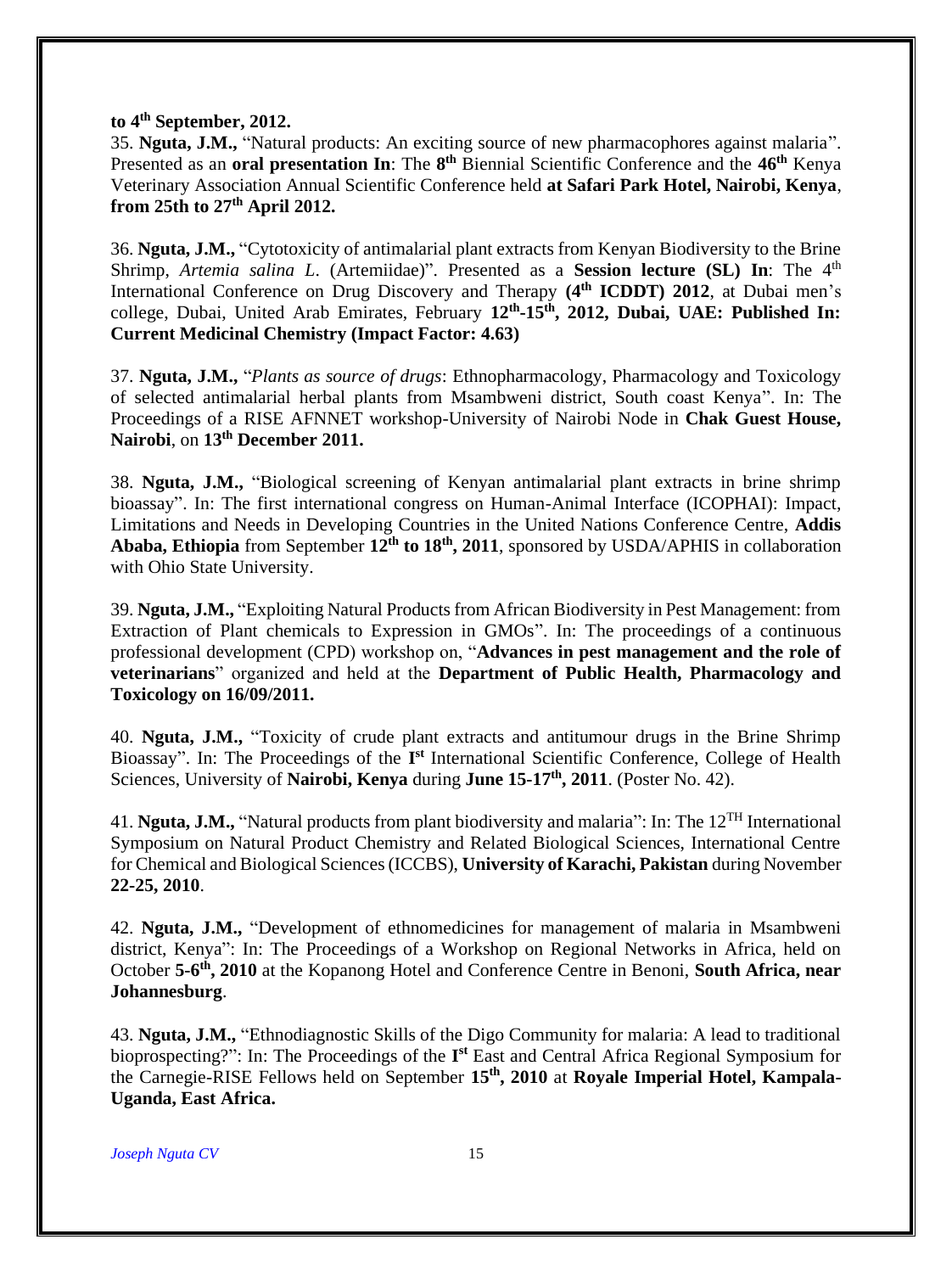**to 4th September, 2012.**

35. **Nguta, J.M.,** "Natural products: An exciting source of new pharmacophores against malaria". Presented as an **oral presentation In**: The **8th** Biennial Scientific Conference and the **46th** Kenya Veterinary Association Annual Scientific Conference held **at Safari Park Hotel, Nairobi, Kenya**, **from 25th to 27th April 2012.**

36. **Nguta, J.M.,** "Cytotoxicity of antimalarial plant extracts from Kenyan Biodiversity to the Brine Shrimp, *Artemia salina L*. (Artemiidae)". Presented as a **Session lecture (SL) In**: The 4th International Conference on Drug Discovery and Therapy **(4th ICDDT) 2012**, at Dubai men's college, Dubai, United Arab Emirates, February **12th-15th, 2012, Dubai, UAE: Published In: Current Medicinal Chemistry (Impact Factor: 4.63)**

37. **Nguta, J.M.,** "*Plants as source of drugs*: Ethnopharmacology, Pharmacology and Toxicology of selected antimalarial herbal plants from Msambweni district, South coast Kenya". In: The Proceedings of a RISE AFNNET workshop-University of Nairobi Node in **Chak Guest House, Nairobi**, on **13th December 2011.**

38. **Nguta, J.M.,** "Biological screening of Kenyan antimalarial plant extracts in brine shrimp bioassay". In: The first international congress on Human-Animal Interface (ICOPHAI): Impact, Limitations and Needs in Developing Countries in the United Nations Conference Centre, **Addis Ababa, Ethiopia** from September **12th to 18th, 2011**, sponsored by USDA/APHIS in collaboration with Ohio State University.

39. **Nguta, J.M.,** "Exploiting Natural Products from African Biodiversity in Pest Management: from Extraction of Plant chemicals to Expression in GMOs". In: The proceedings of a continuous professional development (CPD) workshop on, "**Advances in pest management and the role of veterinarians**" organized and held at the **Department of Public Health, Pharmacology and Toxicology on 16/09/2011.**

40. **Nguta, J.M.,** "Toxicity of crude plant extracts and antitumour drugs in the Brine Shrimp Bioassay". In: The Proceedings of the **Ist** International Scientific Conference, College of Health Sciences, University of **Nairobi, Kenya** during **June 15-17th, 2011**. (Poster No. 42).

41. **Nguta, J.M.,** "Natural products from plant biodiversity and malaria": In: The 12TH International Symposium on Natural Product Chemistry and Related Biological Sciences, International Centre for Chemical and Biological Sciences (ICCBS), **University of Karachi, Pakistan** during November **22-25, 2010**.

42. **Nguta, J.M.,** "Development of ethnomedicines for management of malaria in Msambweni district, Kenya": In: The Proceedings of a Workshop on Regional Networks in Africa, held on October **5-6th, 2010** at the Kopanong Hotel and Conference Centre in Benoni, **South Africa, near Johannesburg**.

43. **Nguta, J.M.,** "Ethnodiagnostic Skills of the Digo Community for malaria: A lead to traditional bioprospecting?": In: The Proceedings of the **Ist** East and Central Africa Regional Symposium for the Carnegie-RISE Fellows held on September **15th, 2010** at **Royale Imperial Hotel, Kampala-Uganda, East Africa.**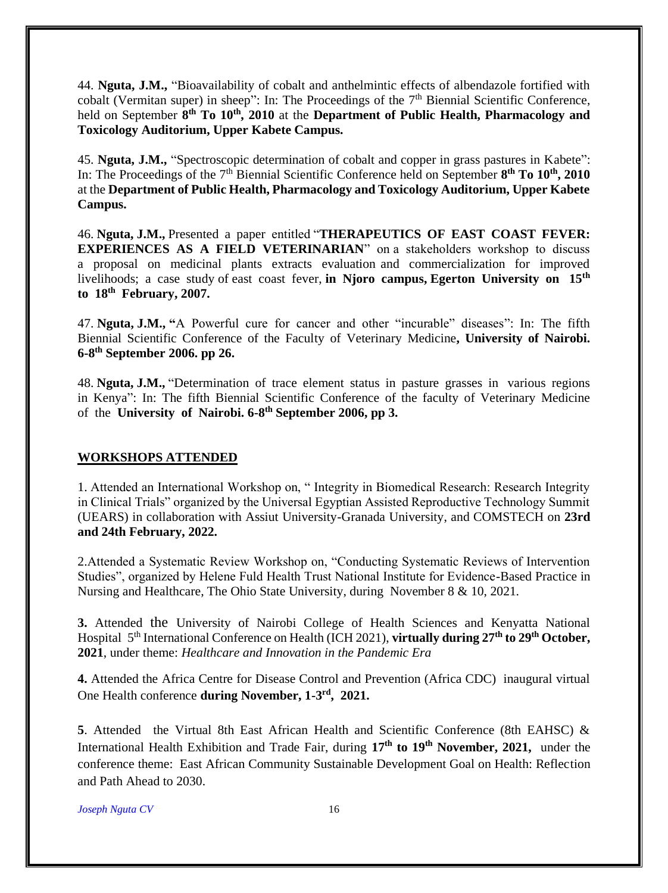44. **Nguta, J.M.,** "Bioavailability of cobalt and anthelmintic effects of albendazole fortified with cobalt (Vermitan super) in sheep": In: The Proceedings of the 7th Biennial Scientific Conference, held on September **8th To 10th, 2010** at the **Department of Public Health, Pharmacology and Toxicology Auditorium, Upper Kabete Campus.**

45. **Nguta, J.M.,** "Spectroscopic determination of cobalt and copper in grass pastures in Kabete": In: The Proceedings of the 7th Biennial Scientific Conference held on September **8th To 10th, 2010** at the **Department of Public Health, Pharmacology and Toxicology Auditorium, Upper Kabete Campus.**

46. **Nguta, J.M.,** Presented a paper entitled "**THERAPEUTICS OF EAST COAST FEVER: EXPERIENCES AS A FIELD VETERINARIAN**" on a stakeholders workshop to discuss a proposal on medicinal plants extracts evaluation and commercialization for improved livelihoods; a case study of east coast fever, **in Njoro campus, Egerton University on 15th to 18th February, 2007.**

47. **Nguta, J.M., "**A Powerful cure for cancer and other "incurable" diseases": In: The fifth Biennial Scientific Conference of the Faculty of Veterinary Medicine**, University of Nairobi. 6-8th September 2006. pp 26.**

48. **Nguta, J.M.,** "Determination of trace element status in pasture grasses in various regions in Kenya": In: The fifth Biennial Scientific Conference of the faculty of Veterinary Medicine of the **University of Nairobi. 6-8th September 2006, pp 3.**

## WORKSHOPS ATTENDED

1. Attended an International Workshop on, " Integrity in Biomedical Research: Research Integrity in Clinical Trials" organized by the Universal Egyptian Assisted Reproductive Technology Summit (UEARS) in collaboration with Assiut University-Granada University, and COMSTECH on **23rd and 24th February, 2022.**

2.Attended a Systematic Review Workshop on, "Conducting Systematic Reviews of Intervention Studies", organized by Helene Fuld Health Trust National Institute for Evidence-Based Practice in Nursing and Healthcare, The Ohio State University, during November 8 & 10, 2021.

**3.** Attended the University of Nairobi College of Health Sciences and Kenyatta National Hospital 5th International Conference on Health (ICH 2021), **virtually during 27th to 29th October, 2021**, under theme: *Healthcare and Innovation in the Pandemic Era*

**4.** Attended the Africa Centre for Disease Control and Prevention (Africa CDC) inaugural virtual One Health conference **during November, 1-3rd, 2021.**

**5**. Attended the Virtual 8th East African Health and Scientific Conference (8th EAHSC) & International Health Exhibition and Trade Fair, during **17th to 19th November, 2021,** under the conference theme: East African Community Sustainable Development Goal on Health: Reflection and Path Ahead to 2030.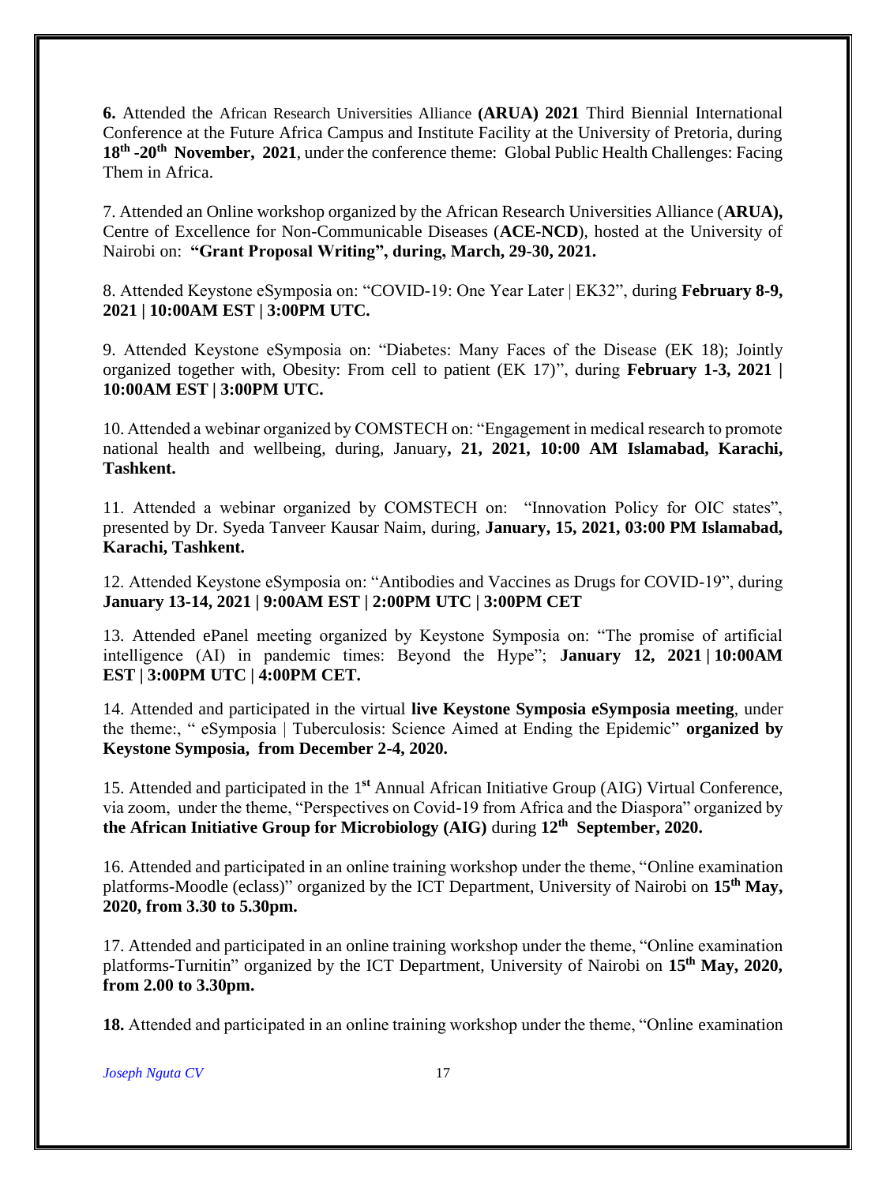**6.** Attended the African Research Universities Alliance **(ARUA) 2021** Third Biennial International Conference at the Future Africa Campus and Institute Facility at the University of Pretoria, during **18th -20th November, 2021**, under the conference theme: Global Public Health Challenges: Facing Them in Africa.

7. Attended an Online workshop organized by the African Research Universities Alliance (**ARUA),** Centre of Excellence for Non-Communicable Diseases (**ACE-NCD**), hosted at the University of Nairobi on: **"Grant Proposal Writing", during, March, 29-30, 2021.**

8. Attended Keystone eSymposia on: "COVID-19: One Year Later | EK32", during **February 8-9, 2021 | 10:00AM EST | 3:00PM UTC.**

9. Attended Keystone eSymposia on: "Diabetes: Many Faces of the Disease (EK 18); Jointly organized together with, Obesity: From cell to patient (EK 17)", during **February 1-3, 2021 | 10:00AM EST | 3:00PM UTC.**

10. Attended a webinar organized by COMSTECH on: "Engagement in medical research to promote national health and wellbeing, during, January**, 21, 2021, 10:00 AM Islamabad, Karachi, Tashkent.**

11. Attended a webinar organized by COMSTECH on: "Innovation Policy for OIC states", presented by Dr. Syeda Tanveer Kausar Naim, during, **January, 15, 2021, 03:00 PM Islamabad, Karachi, Tashkent.**

12. Attended Keystone eSymposia on: "Antibodies and Vaccines as Drugs for COVID-19", during **January 13-14, 2021 | 9:00AM EST | 2:00PM UTC | 3:00PM CET**

13. Attended ePanel meeting organized by Keystone Symposia on: "The promise of artificial intelligence (AI) in pandemic times: Beyond the Hype"; **January 12, 2021 | 10:00AM EST | 3:00PM UTC | 4:00PM CET.**

14. Attended and participated in the virtual **live Keystone Symposia eSymposia meeting**, under the theme:, " eSymposia | Tuberculosis: Science Aimed at Ending the Epidemic" **organized by Keystone Symposia, from December 2-4, 2020.**

15. Attended and participated in the 1st Annual African Initiative Group (AIG) Virtual Conference, via zoom, under the theme, "Perspectives on Covid-19 from Africa and the Diaspora" organized by **the African Initiative Group for Microbiology (AIG)** during **12th September, 2020.**

16. Attended and participated in an online training workshop under the theme, "Online examination platforms-Moodle (eclass)" organized by the ICT Department, University of Nairobi on **15th May, 2020, from 3.30 to 5.30pm.**

17. Attended and participated in an online training workshop under the theme, "Online examination platforms-Turnitin" organized by the ICT Department, University of Nairobi on **15th May, 2020, from 2.00 to 3.30pm.**

**18.** Attended and participated in an online training workshop under the theme, "Online examination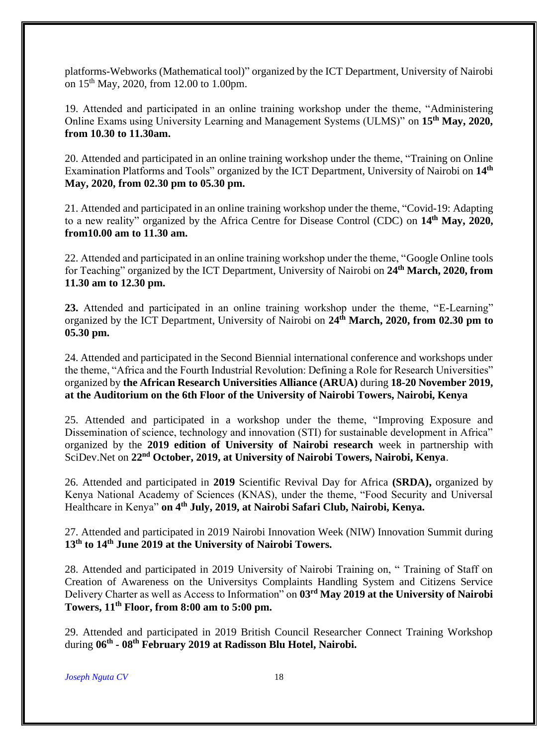platforms-Webworks (Mathematical tool)" organized by the ICT Department, University of Nairobi on 15th May, 2020, from 12.00 to 1.00pm.

19. Attended and participated in an online training workshop under the theme, "Administering Online Exams using University Learning and Management Systems (ULMS)" on **15th May, 2020, from 10.30 to 11.30am.**

20. Attended and participated in an online training workshop under the theme, "Training on Online Examination Platforms and Tools" organized by the ICT Department, University of Nairobi on **14th May, 2020, from 02.30 pm to 05.30 pm.**

21. Attended and participated in an online training workshop under the theme, "Covid-19: Adapting to a new reality" organized by the Africa Centre for Disease Control (CDC) on **14th May, 2020, from10.00 am to 11.30 am.**

22. Attended and participated in an online training workshop under the theme, "Google Online tools for Teaching" organized by the ICT Department, University of Nairobi on **24th March, 2020, from 11.30 am to 12.30 pm.**

**23.** Attended and participated in an online training workshop under the theme, "E-Learning" organized by the ICT Department, University of Nairobi on **24th March, 2020, from 02.30 pm to 05.30 pm.**

24. Attended and participated in the Second Biennial international conference and workshops under the theme, "Africa and the Fourth Industrial Revolution: Defining a Role for Research Universities" organized by **the African Research Universities Alliance (ARUA)** during **18-20 November 2019, at the Auditorium on the 6th Floor of the University of Nairobi Towers, Nairobi, Kenya**

25. Attended and participated in a workshop under the theme, "Improving Exposure and Dissemination of science, technology and innovation (STI) for sustainable development in Africa" organized by the **2019 edition of University of Nairobi research** week in partnership with SciDev.Net on **22nd October, 2019, at University of Nairobi Towers, Nairobi, Kenya**.

26. Attended and participated in **2019** Scientific Revival Day for Africa **(SRDA),** organized by Kenya National Academy of Sciences (KNAS), under the theme, "Food Security and Universal Healthcare in Kenya" **on 4th July, 2019, at Nairobi Safari Club, Nairobi, Kenya.**

27. Attended and participated in 2019 Nairobi Innovation Week (NIW) Innovation Summit during **13th to 14th June 2019 at the University of Nairobi Towers.**

28. Attended and participated in 2019 University of Nairobi Training on, " Training of Staff on Creation of Awareness on the Universitys Complaints Handling System and Citizens Service Delivery Charter as well as Access to Information" on **03rd May 2019 at the University of Nairobi Towers, 11th Floor, from 8:00 am to 5:00 pm.**

29. Attended and participated in 2019 British Council Researcher Connect Training Workshop during **06th - 08th February 2019 at Radisson Blu Hotel, Nairobi.**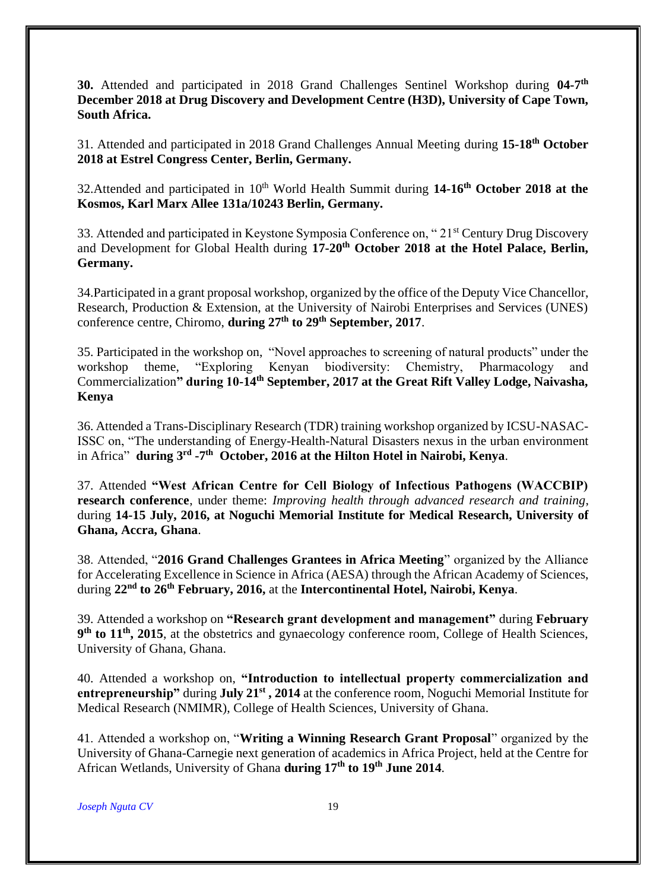**30.** Attended and participated in 2018 Grand Challenges Sentinel Workshop during **04-7th December 2018 at Drug Discovery and Development Centre (H3D), University of Cape Town, South Africa.**

31. Attended and participated in 2018 Grand Challenges Annual Meeting during **15-18th October 2018 at Estrel Congress Center, Berlin, Germany.**

32.Attended and participated in 10th World Health Summit during **14-16th October 2018 at the Kosmos, Karl Marx Allee 131a/10243 Berlin, Germany.**

33. Attended and participated in Keystone Symposia Conference on, " 21st Century Drug Discovery and Development for Global Health during **17-20th October 2018 at the Hotel Palace, Berlin, Germany.**

34.Participated in a grant proposal workshop, organized by the office of the Deputy Vice Chancellor, Research, Production & Extension, at the University of Nairobi Enterprises and Services (UNES) conference centre, Chiromo, **during 27th to 29th September, 2017**.

35. Participated in the workshop on, "Novel approaches to screening of natural products" under the workshop theme, "Exploring Kenyan biodiversity: Chemistry, Pharmacology and Commercialization**" during 10-14th September, 2017 at the Great Rift Valley Lodge, Naivasha, Kenya**

36. Attended a Trans-Disciplinary Research (TDR) training workshop organized by ICSU-NASAC-ISSC on, "The understanding of Energy-Health-Natural Disasters nexus in the urban environment in Africa" **during 3rd -7th October, 2016 at the Hilton Hotel in Nairobi, Kenya**.

37. Attended **"West African Centre for Cell Biology of Infectious Pathogens (WACCBIP) research conference**, under theme: *Improving health through advanced research and training*, during **14-15 July, 2016, at Noguchi Memorial Institute for Medical Research, University of Ghana, Accra, Ghana**.

38. Attended, "**2016 Grand Challenges Grantees in Africa Meeting**" organized by the Alliance for Accelerating Excellence in Science in Africa (AESA) through the African Academy of Sciences, during **22nd to 26th February, 2016,** at the **Intercontinental Hotel, Nairobi, Kenya**.

39. Attended a workshop on **"Research grant development and management"** during **February 9th to 11th, 2015**, at the obstetrics and gynaecology conference room, College of Health Sciences, University of Ghana, Ghana.

40. Attended a workshop on, **"Introduction to intellectual property commercialization and entrepreneurship"** during **July 21st , 2014** at the conference room, Noguchi Memorial Institute for Medical Research (NMIMR), College of Health Sciences, University of Ghana.

41. Attended a workshop on, "**Writing a Winning Research Grant Proposal**" organized by the University of Ghana-Carnegie next generation of academics in Africa Project, held at the Centre for African Wetlands, University of Ghana **during 17th to 19th June 2014**.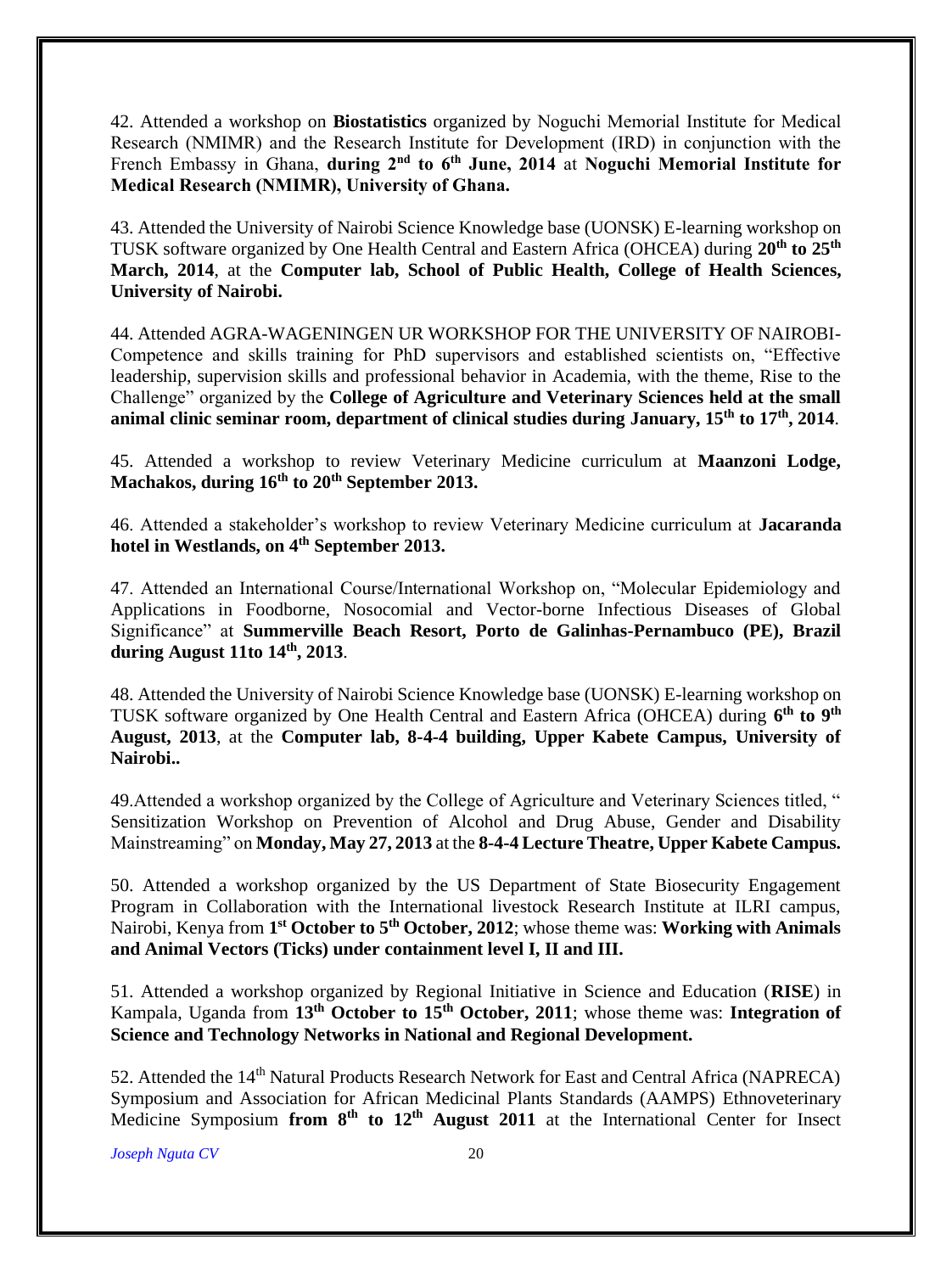42. Attended a workshop on **Biostatistics** organized by Noguchi Memorial Institute for Medical Research (NMIMR) and the Research Institute for Development (IRD) in conjunction with the French Embassy in Ghana, **during 2nd to 6th June, 2014** at **Noguchi Memorial Institute for Medical Research (NMIMR), University of Ghana.**

43. Attended the University of Nairobi Science Knowledge base (UONSK) E-learning workshop on TUSK software organized by One Health Central and Eastern Africa (OHCEA) during **20th to 25th March, 2014**, at the **Computer lab, School of Public Health, College of Health Sciences, University of Nairobi.**

44. Attended AGRA-WAGENINGEN UR WORKSHOP FOR THE UNIVERSITY OF NAIROBI- Competence and skills training for PhD supervisors and established scientists on, "Effective leadership, supervision skills and professional behavior in Academia, with the theme, Rise to the Challenge" organized by the **College of Agriculture and Veterinary Sciences held at the small animal clinic seminar room, department of clinical studies during January, 15th to 17th, 2014**.

45. Attended a workshop to review Veterinary Medicine curriculum at **Maanzoni Lodge, Machakos, during 16th to 20th September 2013.**

46. Attended a stakeholder's workshop to review Veterinary Medicine curriculum at **Jacaranda hotel in Westlands, on 4th September 2013.**

47. Attended an International Course/International Workshop on, "Molecular Epidemiology and Applications in Foodborne, Nosocomial and Vector-borne Infectious Diseases of Global Significance" at **Summerville Beach Resort, Porto de Galinhas-Pernambuco (PE), Brazil during August 11to 14th, 2013**.

48. Attended the University of Nairobi Science Knowledge base (UONSK) E-learning workshop on TUSK software organized by One Health Central and Eastern Africa (OHCEA) during **6th to 9th August, 2013**, at the **Computer lab, 8-4-4 building, Upper Kabete Campus, University of Nairobi..**

49.Attended a workshop organized by the College of Agriculture and Veterinary Sciences titled, " Sensitization Workshop on Prevention of Alcohol and Drug Abuse, Gender and Disability Mainstreaming" on **Monday, May 27, 2013** at the **8-4-4 Lecture Theatre, Upper Kabete Campus.**

50. Attended a workshop organized by the US Department of State Biosecurity Engagement Program in Collaboration with the International livestock Research Institute at ILRI campus, Nairobi, Kenya from **1st October to 5th October, 2012**; whose theme was: **Working with Animals and Animal Vectors (Ticks) under containment level I, II and III.**

51. Attended a workshop organized by Regional Initiative in Science and Education (**RISE**) in Kampala, Uganda from **13th October to 15th October, 2011**; whose theme was: **Integration of Science and Technology Networks in National and Regional Development.**

52. Attended the 14th Natural Products Research Network for East and Central Africa (NAPRECA) Symposium and Association for African Medicinal Plants Standards (AAMPS) Ethnoveterinary Medicine Symposium **from 8th to 12th August 2011** at the International Center for Insect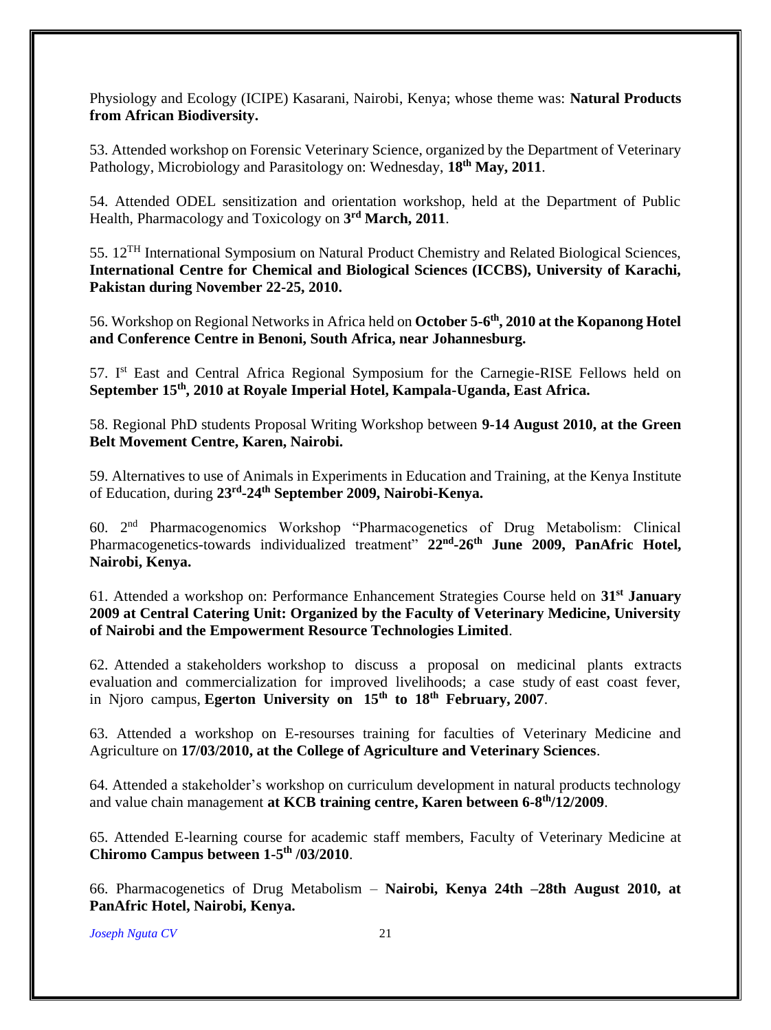Physiology and Ecology (ICIPE) Kasarani, Nairobi, Kenya; whose theme was: **Natural Products from African Biodiversity.**

53. Attended workshop on Forensic Veterinary Science, organized by the Department of Veterinary Pathology, Microbiology and Parasitology on: Wednesday, **18th May, 2011**.

54. Attended ODEL sensitization and orientation workshop, held at the Department of Public Health, Pharmacology and Toxicology on **3rd March, 2011**.

55. 12TH International Symposium on Natural Product Chemistry and Related Biological Sciences, **International Centre for Chemical and Biological Sciences (ICCBS), University of Karachi, Pakistan during November 22-25, 2010.**

56. Workshop on Regional Networks in Africa held on **October 5-6th, 2010 at the Kopanong Hotel and Conference Centre in Benoni, South Africa, near Johannesburg.**

57. Ist East and Central Africa Regional Symposium for the Carnegie-RISE Fellows held on **September 15th, 2010 at Royale Imperial Hotel, Kampala-Uganda, East Africa.**

58. Regional PhD students Proposal Writing Workshop between **9-14 August 2010, at the Green Belt Movement Centre, Karen, Nairobi.**

59. Alternatives to use of Animals in Experiments in Education and Training, at the Kenya Institute of Education, during **23rd-24th September 2009, Nairobi-Kenya.**

60. 2nd Pharmacogenomics Workshop "Pharmacogenetics of Drug Metabolism: Clinical Pharmacogenetics-towards individualized treatment" **22nd-26th June 2009, PanAfric Hotel, Nairobi, Kenya.**

61. Attended a workshop on: Performance Enhancement Strategies Course held on **31st January 2009 at Central Catering Unit: Organized by the Faculty of Veterinary Medicine, University of Nairobi and the Empowerment Resource Technologies Limited**.

62. Attended a stakeholders workshop to discuss a proposal on medicinal plants extracts evaluation and commercialization for improved livelihoods; a case study of east coast fever, in Njoro campus, **Egerton University on 15th to 18th February, 2007**.

63. Attended a workshop on E-resourses training for faculties of Veterinary Medicine and Agriculture on **17/03/2010, at the College of Agriculture and Veterinary Sciences**.

64. Attended a stakeholder's workshop on curriculum development in natural products technology and value chain management **at KCB training centre, Karen between 6-8th/12/2009**.

65. Attended E-learning course for academic staff members, Faculty of Veterinary Medicine at **Chiromo Campus between 1-5th /03/2010**.

66. Pharmacogenetics of Drug Metabolism – **Nairobi, Kenya 24th –28th August 2010, at PanAfric Hotel, Nairobi, Kenya.**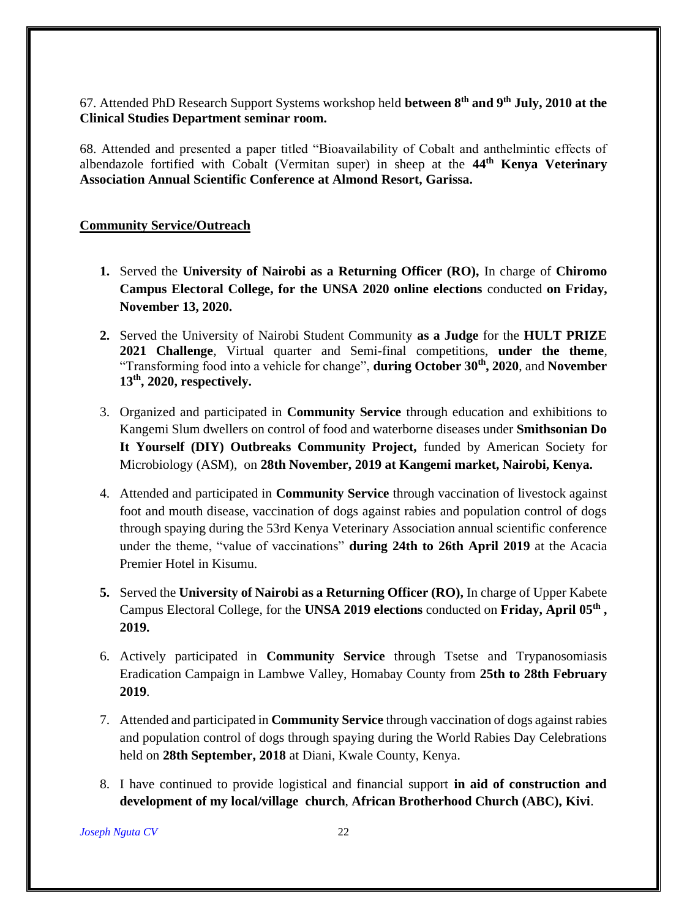67. Attended PhD Research Support Systems workshop held **between 8th and 9th July, 2010 at the Clinical Studies Department seminar room.**

68. Attended and presented a paper titled "Bioavailability of Cobalt and anthelmintic effects of albendazole fortified with Cobalt (Vermitan super) in sheep at the **44th Kenya Veterinary Association Annual Scientific Conference at Almond Resort, Garissa.**

**Community Service/Outreach**

1. Served the **University of Nairobi as a Returning Officer (RO),** In charge of **Chiromo Campus Electoral College, for the UNSA 2020 online elections** conducted **on Friday, November 13, 2020.**

2. Served the University of Nairobi Student Community **as a Judge** for the **HULT PRIZE 2021 Challenge**, Virtual quarter and Semi-final competitions, **under the theme**, "Transforming food into a vehicle for change", **during October 30th, 2020**, and **November 13th, 2020, respectively.**

3. Organized and participated in **Community Service** through education and exhibitions to Kangemi Slum dwellers on control of food and waterborne diseases under **Smithsonian Do It Yourself (DIY) Outbreaks Community Project,** funded by American Society for Microbiology (ASM), on **28th November, 2019 at Kangemi market, Nairobi, Kenya.**

4. Attended and participated in **Community Service** through vaccination of livestock against foot and mouth disease, vaccination of dogs against rabies and population control of dogs through spaying during the 53rd Kenya Veterinary Association annual scientific conference under the theme, "value of vaccinations" **during 24th to 26th April 2019** at the Acacia Premier Hotel in Kisumu.

5. Served the **University of Nairobi as a Returning Officer (RO),** In charge of Upper Kabete Campus Electoral College, for the **UNSA 2019 elections** conducted on **Friday, April 05th , 2019.**

6. Actively participated in **Community Service** through Tsetse and Trypanosomiasis Eradication Campaign in Lambwe Valley, Homabay County from **25th to 28th February 2019**.

7. Attended and participated in **Community Service** through vaccination of dogs against rabies and population control of dogs through spaying during the World Rabies Day Celebrations held on **28th September, 2018** at Diani, Kwale County, Kenya.

8. I have continued to provide logistical and financial support **in aid of construction and development of my local/village church**, **African Brotherhood Church (ABC), Kivi**.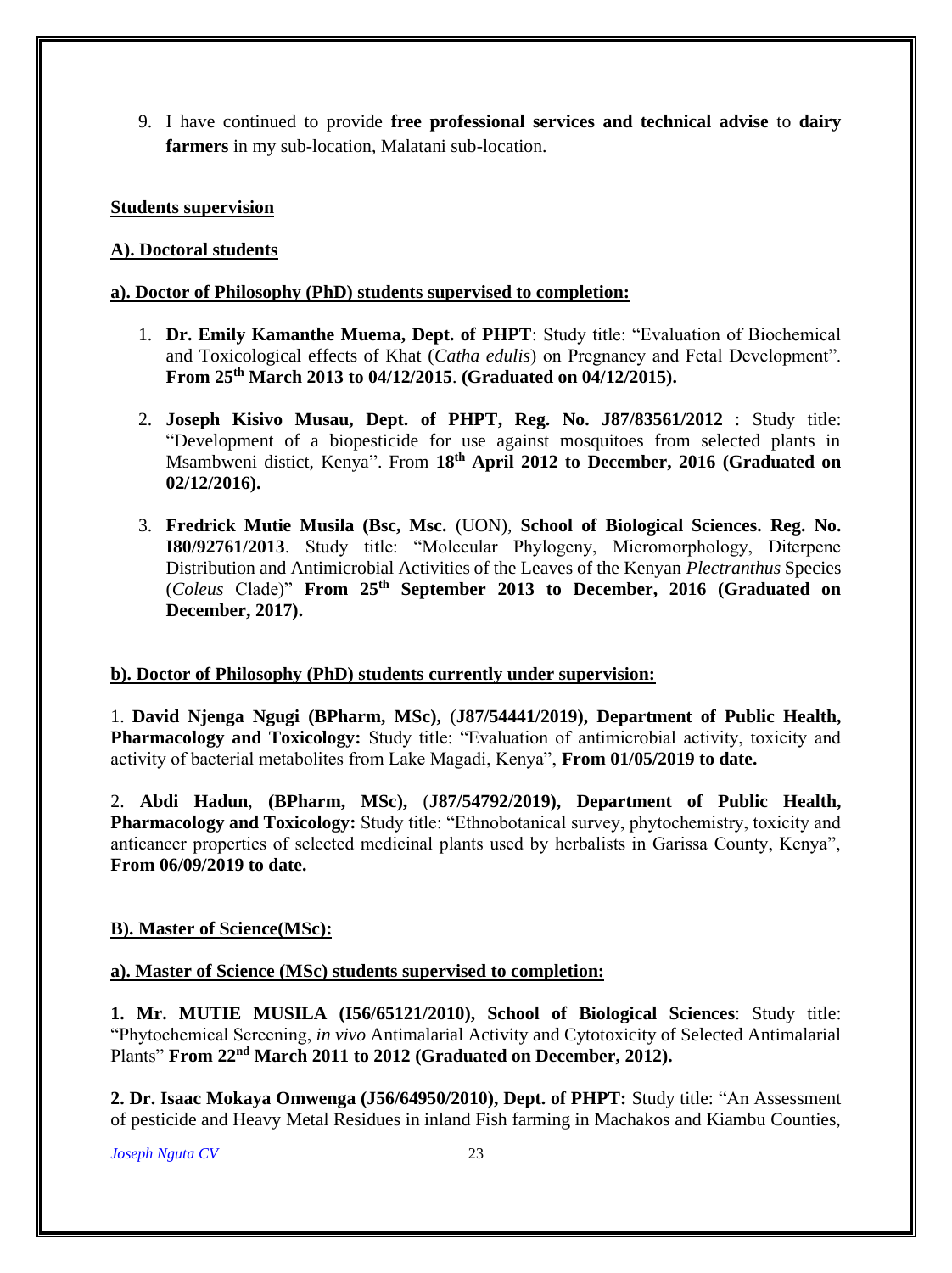9. I have continued to provide **free professional services and technical advise** to **dairy farmers** in my sub-location, Malatani sub-location.

**Students supervision**

**A). Doctoral students**

**a). Doctor of Philosophy (PhD) students supervised to completion:**

1. **Dr. Emily Kamanthe Muema, Dept. of PHPT**: Study title: "Evaluation of Biochemical and Toxicological effects of Khat (*Catha edulis*) on Pregnancy and Fetal Development". **From 25th March 2013 to 04/12/2015**. **(Graduated on 04/12/2015).**

2. **Joseph Kisivo Musau, Dept. of PHPT, Reg. No. J87/83561/2012** : Study title: "Development of a biopesticide for use against mosquitoes from selected plants in Msambweni distict, Kenya". From **18th April 2012 to December, 2016 (Graduated on 02/12/2016).**

3. **Fredrick Mutie Musila (Bsc, Msc.** (UON), **School of Biological Sciences. Reg. No. I80/92761/2013**. Study title: "Molecular Phylogeny, Micromorphology, Diterpene Distribution and Antimicrobial Activities of the Leaves of the Kenyan *Plectranthus* Species (*Coleus* Clade)" **From 25th September 2013 to December, 2016 (Graduated on December, 2017).**

**b). Doctor of Philosophy (PhD) students currently under supervision:**

1. **David Njenga Ngugi (BPharm, MSc),** (**J87/54441/2019), Department of Public Health, Pharmacology and Toxicology:** Study title: "Evaluation of antimicrobial activity, toxicity and activity of bacterial metabolites from Lake Magadi, Kenya", **From 01/05/2019 to date.**

2. **Abdi Hadun**, **(BPharm, MSc),** (**J87/54792/2019), Department of Public Health, Pharmacology and Toxicology:** Study title: "Ethnobotanical survey, phytochemistry, toxicity and anticancer properties of selected medicinal plants used by herbalists in Garissa County, Kenya", **From 06/09/2019 to date.**

**B). Master of Science(MSc):**

**a). Master of Science (MSc) students supervised to completion:**

**1. Mr. MUTIE MUSILA (I56/65121/2010), School of Biological Sciences**: Study title: "Phytochemical Screening, *in vivo* Antimalarial Activity and Cytotoxicity of Selected Antimalarial Plants" **From 22nd March 2011 to 2012 (Graduated on December, 2012).**

**2. Dr. Isaac Mokaya Omwenga (J56/64950/2010), Dept. of PHPT:** Study title: "An Assessment of pesticide and Heavy Metal Residues in inland Fish farming in Machakos and Kiambu Counties,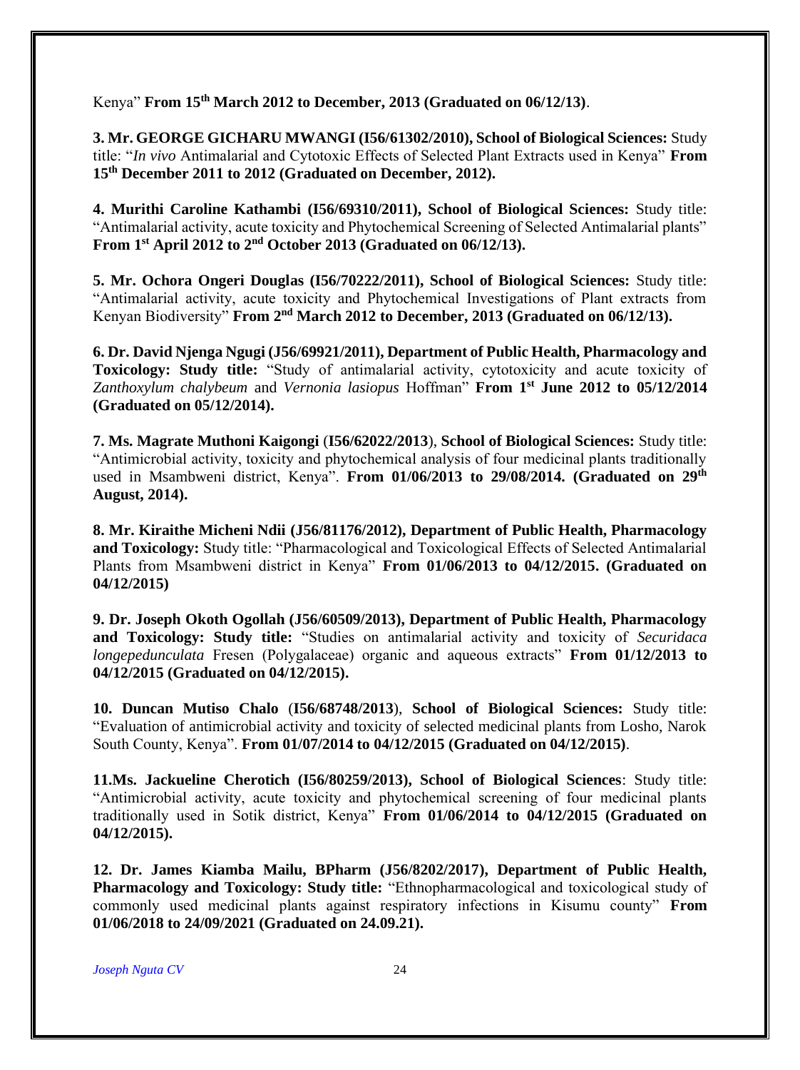Kenya" **From 15th March 2012 to December, 2013 (Graduated on 06/12/13)**.

**3. Mr. GEORGE GICHARU MWANGI (I56/61302/2010), School of Biological Sciences:** Study title: "*In vivo* Antimalarial and Cytotoxic Effects of Selected Plant Extracts used in Kenya" **From 15th December 2011 to 2012 (Graduated on December, 2012).**

**4. Murithi Caroline Kathambi (I56/69310/2011), School of Biological Sciences:** Study title: "Antimalarial activity, acute toxicity and Phytochemical Screening of Selected Antimalarial plants" **From 1st April 2012 to 2nd October 2013 (Graduated on 06/12/13).**

**5. Mr. Ochora Ongeri Douglas (I56/70222/2011), School of Biological Sciences:** Study title: "Antimalarial activity, acute toxicity and Phytochemical Investigations of Plant extracts from Kenyan Biodiversity" **From 2nd March 2012 to December, 2013 (Graduated on 06/12/13).**

**6. Dr. David Njenga Ngugi (J56/69921/2011), Department of Public Health, Pharmacology and Toxicology: Study title:** "Study of antimalarial activity, cytotoxicity and acute toxicity of *Zanthoxylum chalybeum* and *Vernonia lasiopus* Hoffman" **From 1st June 2012 to 05/12/2014 (Graduated on 05/12/2014).**

**7. Ms. Magrate Muthoni Kaigongi** (**I56/62022/2013**), **School of Biological Sciences:** Study title: "Antimicrobial activity, toxicity and phytochemical analysis of four medicinal plants traditionally used in Msambweni district, Kenya". **From 01/06/2013 to 29/08/2014. (Graduated on 29th August, 2014).**

**8. Mr. Kiraithe Micheni Ndii (J56/81176/2012), Department of Public Health, Pharmacology and Toxicology:** Study title: "Pharmacological and Toxicological Effects of Selected Antimalarial Plants from Msambweni district in Kenya" **From 01/06/2013 to 04/12/2015. (Graduated on 04/12/2015)**

**9. Dr. Joseph Okoth Ogollah (J56/60509/2013), Department of Public Health, Pharmacology and Toxicology: Study title:** "Studies on antimalarial activity and toxicity of *Securidaca longepedunculata* Fresen (Polygalaceae) organic and aqueous extracts" **From 01/12/2013 to 04/12/2015 (Graduated on 04/12/2015).**

**10. Duncan Mutiso Chalo** (**I56/68748/2013**), **School of Biological Sciences:** Study title: "Evaluation of antimicrobial activity and toxicity of selected medicinal plants from Losho, Narok South County, Kenya". **From 01/07/2014 to 04/12/2015 (Graduated on 04/12/2015)**.

**11.Ms. Jackueline Cherotich (I56/80259/2013), School of Biological Sciences**: Study title: "Antimicrobial activity, acute toxicity and phytochemical screening of four medicinal plants traditionally used in Sotik district, Kenya" **From 01/06/2014 to 04/12/2015 (Graduated on 04/12/2015).**

**12. Dr. James Kiamba Mailu, BPharm (J56/8202/2017), Department of Public Health, Pharmacology and Toxicology: Study title:** "Ethnopharmacological and toxicological study of commonly used medicinal plants against respiratory infections in Kisumu county" **From 01/06/2018 to 24/09/2021 (Graduated on 24.09.21).**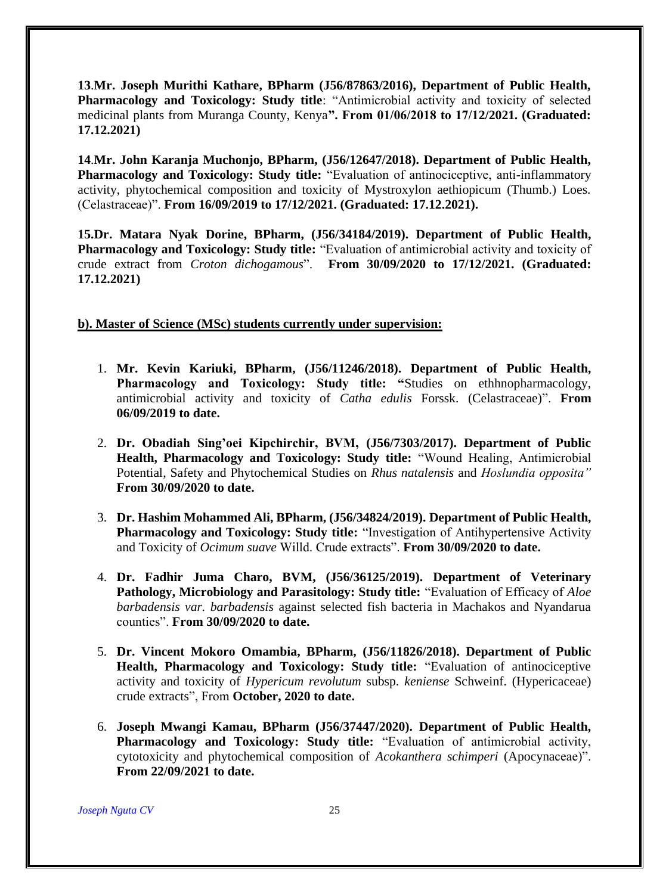**13**.**Mr. Joseph Murithi Kathare, BPharm (J56/87863/2016), Department of Public Health, Pharmacology and Toxicology: Study title**: "Antimicrobial activity and toxicity of selected medicinal plants from Muranga County, Kenya**". From 01/06/2018 to 17/12/2021. (Graduated: 17.12.2021)**

**14**.**Mr. John Karanja Muchonjo, BPharm, (J56/12647/2018). Department of Public Health, Pharmacology and Toxicology: Study title:** "Evaluation of antinociceptive, anti-inflammatory activity, phytochemical composition and toxicity of Mystroxylon aethiopicum (Thumb.) Loes. (Celastraceae)". **From 16/09/2019 to 17/12/2021. (Graduated: 17.12.2021).**

**15.Dr. Matara Nyak Dorine, BPharm, (J56/34184/2019). Department of Public Health, Pharmacology and Toxicology: Study title:** "Evaluation of antimicrobial activity and toxicity of crude extract from *Croton dichogamous*". **From 30/09/2020 to 17/12/2021. (Graduated: 17.12.2021)**

**b). Master of Science (MSc) students currently under supervision:**

1. **Mr. Kevin Kariuki, BPharm, (J56/11246/2018). Department of Public Health, Pharmacology and Toxicology: Study title: "**Studies on ethhnopharmacology, antimicrobial activity and toxicity of *Catha edulis* Forssk. (Celastraceae)". **From 06/09/2019 to date.**

2. **Dr. Obadiah Sing'oei Kipchirchir, BVM, (J56/7303/2017). Department of Public Health, Pharmacology and Toxicology: Study title:** "Wound Healing, Antimicrobial Potential, Safety and Phytochemical Studies on *Rhus natalensis* and *Hoslundia opposita"* **From 30/09/2020 to date.**

3. **Dr. Hashim Mohammed Ali, BPharm, (J56/34824/2019). Department of Public Health, Pharmacology and Toxicology: Study title:** "Investigation of Antihypertensive Activity and Toxicity of *Ocimum suave* Willd. Crude extracts". **From 30/09/2020 to date.**

4. **Dr. Fadhir Juma Charo, BVM, (J56/36125/2019). Department of Veterinary Pathology, Microbiology and Parasitology: Study title:** "Evaluation of Efficacy of *Aloe barbadensis var. barbadensis* against selected fish bacteria in Machakos and Nyandarua counties". **From 30/09/2020 to date.**

5. **Dr. Vincent Mokoro Omambia, BPharm, (J56/11826/2018). Department of Public Health, Pharmacology and Toxicology: Study title:** "Evaluation of antinociceptive activity and toxicity of *Hypericum revolutum* subsp. *keniense* Schweinf. (Hypericaceae) crude extracts", From **October, 2020 to date.**

6. **Joseph Mwangi Kamau, BPharm (J56/37447/2020). Department of Public Health, Pharmacology and Toxicology: Study title:** "Evaluation of antimicrobial activity, cytotoxicity and phytochemical composition of *Acokanthera schimperi* (Apocynaceae)". **From 22/09/2021 to date.**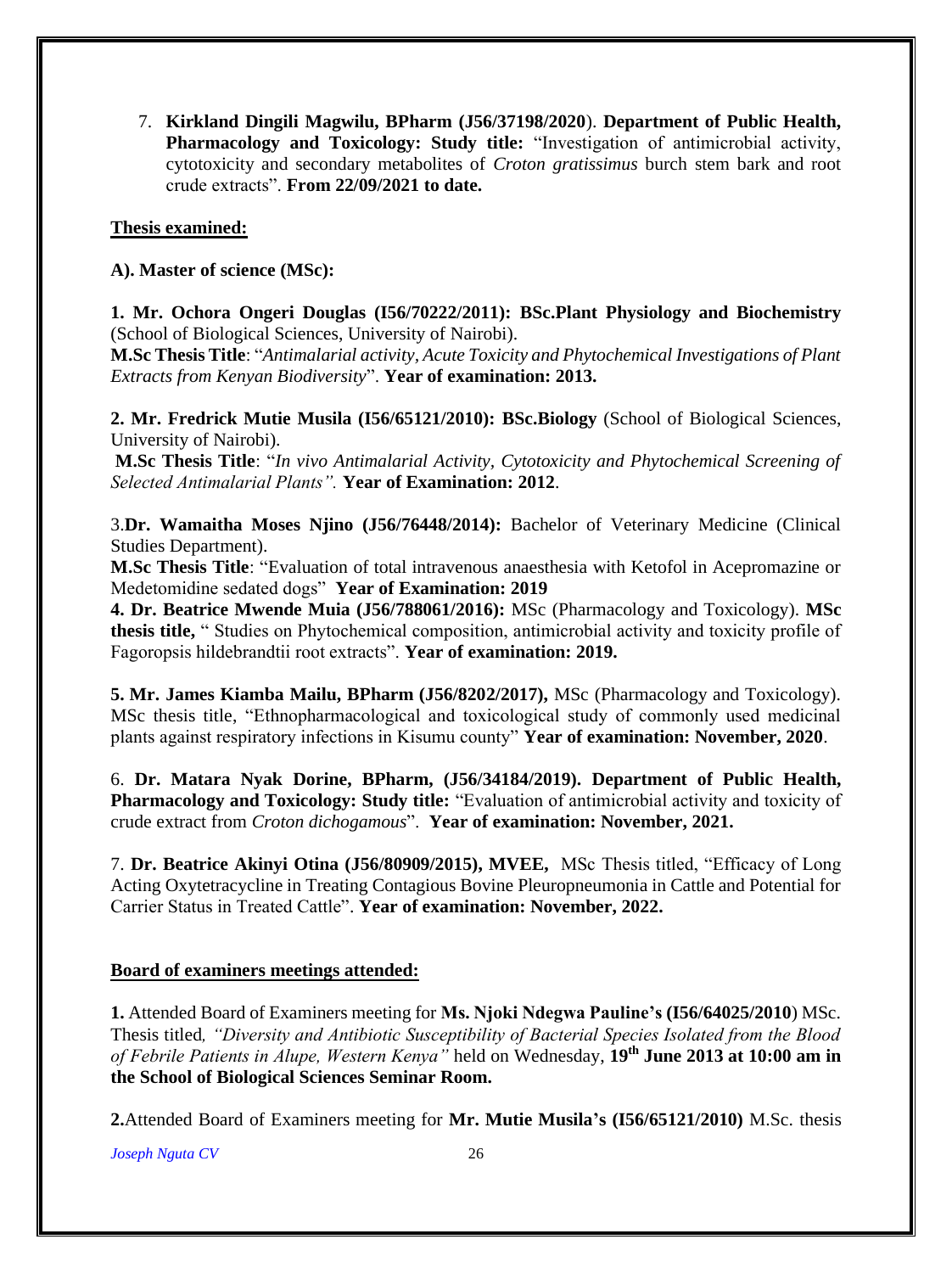7. **Kirkland Dingili Magwilu, BPharm (J56/37198/2020**). **Department of Public Health, Pharmacology and Toxicology: Study title:** "Investigation of antimicrobial activity, cytotoxicity and secondary metabolites of *Croton gratissimus* burch stem bark and root crude extracts". **From 22/09/2021 to date.**

**Thesis examined:**

**A). Master of science (MSc):**

**1. Mr. Ochora Ongeri Douglas (I56/70222/2011): BSc.Plant Physiology and Biochemistry** (School of Biological Sciences, University of Nairobi).
**M.Sc Thesis Title**: "*Antimalarial activity, Acute Toxicity and Phytochemical Investigations of Plant Extracts from Kenyan Biodiversity*". **Year of examination: 2013.**

**2. Mr. Fredrick Mutie Musila (I56/65121/2010): BSc.Biology** (School of Biological Sciences, University of Nairobi).
**M.Sc Thesis Title**: "*In vivo Antimalarial Activity, Cytotoxicity and Phytochemical Screening of Selected Antimalarial Plants".* **Year of Examination: 2012**.

3.**Dr. Wamaitha Moses Njino (J56/76448/2014):** Bachelor of Veterinary Medicine (Clinical Studies Department).
**M.Sc Thesis Title**: "Evaluation of total intravenous anaesthesia with Ketofol in Acepromazine or Medetomidine sedated dogs" **Year of Examination: 2019**
**4. Dr. Beatrice Mwende Muia (J56/788061/2016):** MSc (Pharmacology and Toxicology). **MSc thesis title,** " Studies on Phytochemical composition, antimicrobial activity and toxicity profile of Fagoropsis hildebrandtii root extracts". **Year of examination: 2019.**

**5. Mr. James Kiamba Mailu, BPharm (J56/8202/2017),** MSc (Pharmacology and Toxicology). MSc thesis title, "Ethnopharmacological and toxicological study of commonly used medicinal plants against respiratory infections in Kisumu county" **Year of examination: November, 2020**.

6. **Dr. Matara Nyak Dorine, BPharm, (J56/34184/2019). Department of Public Health, Pharmacology and Toxicology: Study title:** "Evaluation of antimicrobial activity and toxicity of crude extract from *Croton dichogamous*". **Year of examination: November, 2021.**

7. **Dr. Beatrice Akinyi Otina (J56/80909/2015), MVEE,** MSc Thesis titled, "Efficacy of Long Acting Oxytetracycline in Treating Contagious Bovine Pleuropneumonia in Cattle and Potential for Carrier Status in Treated Cattle". **Year of examination: November, 2022.**

**Board of examiners meetings attended:**

**1.** Attended Board of Examiners meeting for **Ms. Njoki Ndegwa Pauline's (I56/64025/2010**) MSc. Thesis titled*, "Diversity and Antibiotic Susceptibility of Bacterial Species Isolated from the Blood of Febrile Patients in Alupe, Western Kenya"* held on Wednesday, **19th June 2013 at 10:00 am in the School of Biological Sciences Seminar Room.**

**2.**Attended Board of Examiners meeting for **Mr. Mutie Musila's (I56/65121/2010)** M.Sc. thesis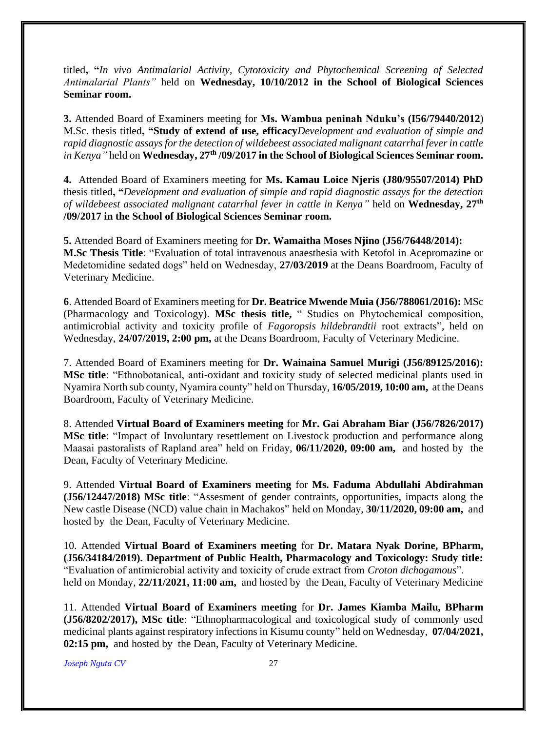titled**, "***In vivo Antimalarial Activity, Cytotoxicity and Phytochemical Screening of Selected Antimalarial Plants"* held on **Wednesday, 10/10/2012 in the School of Biological Sciences Seminar room.**

**3.** Attended Board of Examiners meeting for **Ms. Wambua peninah Nduku's (I56/79440/2012**) M.Sc. thesis titled**, "Study of extend of use, efficacy***Development and evaluation of simple and rapid diagnostic assays for the detection of wildebeest associated malignant catarrhal fever in cattle in Kenya"* held on **Wednesday, 27th /09/2017 in the School of Biological Sciences Seminar room.**

**4.** Attended Board of Examiners meeting for **Ms. Kamau Loice Njeris (J80/95507/2014) PhD** thesis titled**, "***Development and evaluation of simple and rapid diagnostic assays for the detection of wildebeest associated malignant catarrhal fever in cattle in Kenya"* held on **Wednesday, 27th /09/2017 in the School of Biological Sciences Seminar room.**

**5.** Attended Board of Examiners meeting for **Dr. Wamaitha Moses Njino (J56/76448/2014): M.Sc Thesis Title**: "Evaluation of total intravenous anaesthesia with Ketofol in Acepromazine or Medetomidine sedated dogs" held on Wednesday, **27/03/2019** at the Deans Boardroom, Faculty of Veterinary Medicine.

**6**. Attended Board of Examiners meeting for **Dr. Beatrice Mwende Muia (J56/788061/2016):** MSc (Pharmacology and Toxicology). **MSc thesis title,** " Studies on Phytochemical composition, antimicrobial activity and toxicity profile of *Fagoropsis hildebrandtii* root extracts", held on Wednesday, **24/07/2019, 2:00 pm,** at the Deans Boardroom, Faculty of Veterinary Medicine.

7. Attended Board of Examiners meeting for **Dr. Wainaina Samuel Murigi (J56/89125/2016): MSc title**: "Ethnobotanical, anti-oxidant and toxicity study of selected medicinal plants used in Nyamira North sub county, Nyamira county" held on Thursday, **16/05/2019, 10:00 am,** at the Deans Boardroom, Faculty of Veterinary Medicine.

8. Attended **Virtual Board of Examiners meeting** for **Mr. Gai Abraham Biar (J56/7826/2017) MSc title**: "Impact of Involuntary resettlement on Livestock production and performance along Maasai pastoralists of Rapland area" held on Friday, **06/11/2020, 09:00 am,** and hosted by the Dean, Faculty of Veterinary Medicine.

9. Attended **Virtual Board of Examiners meeting** for **Ms. Faduma Abdullahi Abdirahman (J56/12447/2018) MSc title**: "Assesment of gender contraints, opportunities, impacts along the New castle Disease (NCD) value chain in Machakos" held on Monday, **30/11/2020, 09:00 am,** and hosted by the Dean, Faculty of Veterinary Medicine.

10. Attended **Virtual Board of Examiners meeting** for **Dr. Matara Nyak Dorine, BPharm, (J56/34184/2019). Department of Public Health, Pharmacology and Toxicology: Study title:** "Evaluation of antimicrobial activity and toxicity of crude extract from *Croton dichogamous*". held on Monday, **22/11/2021, 11:00 am,** and hosted by the Dean, Faculty of Veterinary Medicine

11. Attended **Virtual Board of Examiners meeting** for **Dr. James Kiamba Mailu, BPharm (J56/8202/2017), MSc title**: "Ethnopharmacological and toxicological study of commonly used medicinal plants against respiratory infections in Kisumu county" held on Wednesday, **07/04/2021, 02:15 pm,** and hosted by the Dean, Faculty of Veterinary Medicine.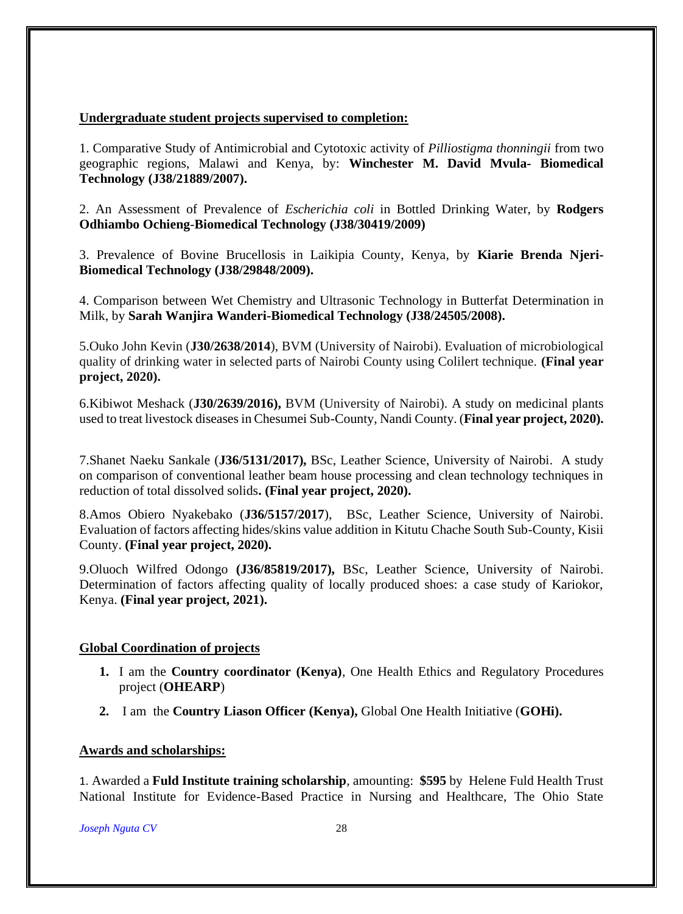**Undergraduate student projects supervised to completion:**

1. Comparative Study of Antimicrobial and Cytotoxic activity of *Pilliostigma thonningii* from two geographic regions, Malawi and Kenya, by: **Winchester M. David Mvula- Biomedical Technology (J38/21889/2007).**

2. An Assessment of Prevalence of *Escherichia coli* in Bottled Drinking Water, by **Rodgers Odhiambo Ochieng-Biomedical Technology (J38/30419/2009)**

3. Prevalence of Bovine Brucellosis in Laikipia County, Kenya, by **Kiarie Brenda Njeri-Biomedical Technology (J38/29848/2009).**

4. Comparison between Wet Chemistry and Ultrasonic Technology in Butterfat Determination in Milk, by **Sarah Wanjira Wanderi-Biomedical Technology (J38/24505/2008).**

5.Ouko John Kevin (**J30/2638/2014**), BVM (University of Nairobi). Evaluation of microbiological quality of drinking water in selected parts of Nairobi County using Colilert technique. **(Final year project, 2020).**

6.Kibiwot Meshack (**J30/2639/2016),** BVM (University of Nairobi). A study on medicinal plants used to treat livestock diseases in Chesumei Sub-County, Nandi County. (**Final year project, 2020).**

7.Shanet Naeku Sankale (**J36/5131/2017),** BSc, Leather Science, University of Nairobi. A study on comparison of conventional leather beam house processing and clean technology techniques in reduction of total dissolved solids**. (Final year project, 2020).**

8.Amos Obiero Nyakebako (**J36/5157/2017**), BSc, Leather Science, University of Nairobi. Evaluation of factors affecting hides/skins value addition in Kitutu Chache South Sub-County, Kisii County. **(Final year project, 2020).**

9.Oluoch Wilfred Odongo **(J36/85819/2017),** BSc, Leather Science, University of Nairobi. Determination of factors affecting quality of locally produced shoes: a case study of Kariokor, Kenya. **(Final year project, 2021).**

**Global Coordination of projects**

1. I am the **Country coordinator (Kenya)**, One Health Ethics and Regulatory Procedures project (**OHEARP**)
2. I am the **Country Liason Officer (Kenya),** Global One Health Initiative (**GOHi).**

**Awards and scholarships:**

1. Awarded a **Fuld Institute training scholarship**, amounting: **$595** by Helene Fuld Health Trust National Institute for Evidence-Based Practice in Nursing and Healthcare, The Ohio State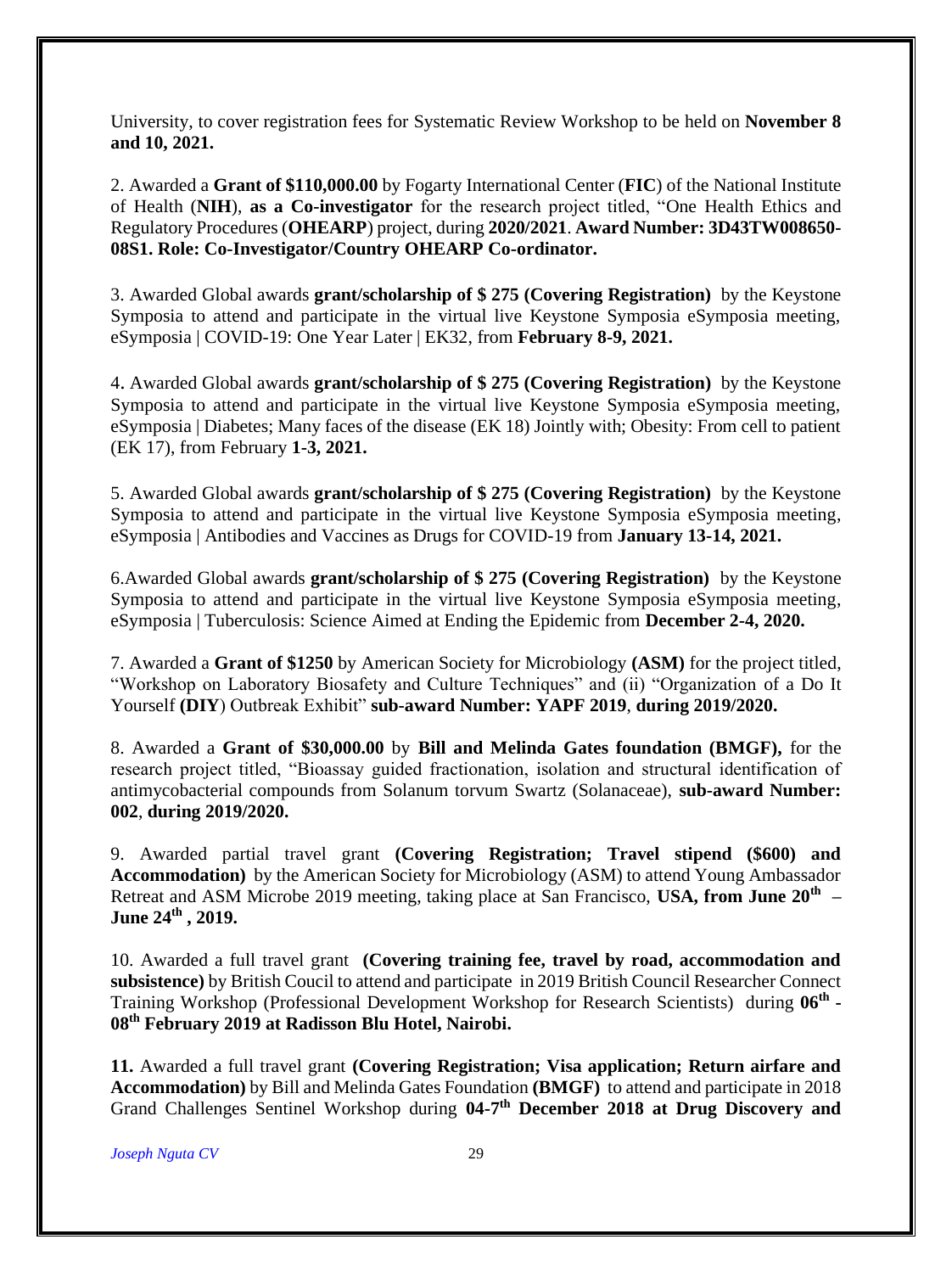University, to cover registration fees for Systematic Review Workshop to be held on **November 8 and 10, 2021.**

2. Awarded a **Grant of $110,000.00** by Fogarty International Center (**FIC**) of the National Institute of Health (**NIH**), **as a Co-investigator** for the research project titled, "One Health Ethics and Regulatory Procedures (**OHEARP**) project, during **2020/2021**. **Award Number: 3D43TW008650-08S1. Role: Co-Investigator/Country OHEARP Co-ordinator.**

3. Awarded Global awards **grant/scholarship of $ 275 (Covering Registration)** by the Keystone Symposia to attend and participate in the virtual live Keystone Symposia eSymposia meeting, eSymposia | COVID-19: One Year Later | EK32, from **February 8-9, 2021.**

4. Awarded Global awards **grant/scholarship of $ 275 (Covering Registration)** by the Keystone Symposia to attend and participate in the virtual live Keystone Symposia eSymposia meeting, eSymposia | Diabetes; Many faces of the disease (EK 18) Jointly with; Obesity: From cell to patient (EK 17), from February **1-3, 2021.**

5. Awarded Global awards **grant/scholarship of $ 275 (Covering Registration)** by the Keystone Symposia to attend and participate in the virtual live Keystone Symposia eSymposia meeting, eSymposia | Antibodies and Vaccines as Drugs for COVID-19 from **January 13-14, 2021.**

6.Awarded Global awards **grant/scholarship of $ 275 (Covering Registration)** by the Keystone Symposia to attend and participate in the virtual live Keystone Symposia eSymposia meeting, eSymposia | Tuberculosis: Science Aimed at Ending the Epidemic from **December 2-4, 2020.**

7. Awarded a **Grant of $1250** by American Society for Microbiology **(ASM)** for the project titled, "Workshop on Laboratory Biosafety and Culture Techniques" and (ii) "Organization of a Do It Yourself **(DIY**) Outbreak Exhibit" **sub-award Number: YAPF 2019**, **during 2019/2020.**

8. Awarded a **Grant of $30,000.00** by **Bill and Melinda Gates foundation (BMGF),** for the research project titled, "Bioassay guided fractionation, isolation and structural identification of antimycobacterial compounds from Solanum torvum Swartz (Solanaceae), **sub-award Number: 002**, **during 2019/2020.**

9. Awarded partial travel grant **(Covering Registration; Travel stipend ($600) and Accommodation)** by the American Society for Microbiology (ASM) to attend Young Ambassador Retreat and ASM Microbe 2019 meeting, taking place at San Francisco, **USA, from June 20th – June 24th , 2019.**

10. Awarded a full travel grant **(Covering training fee, travel by road, accommodation and subsistence)** by British Coucil to attend and participate in 2019 British Council Researcher Connect Training Workshop (Professional Development Workshop for Research Scientists) during **06th - 08th February 2019 at Radisson Blu Hotel, Nairobi.**

**11.** Awarded a full travel grant **(Covering Registration; Visa application; Return airfare and Accommodation)** by Bill and Melinda Gates Foundation **(BMGF)** to attend and participate in 2018 Grand Challenges Sentinel Workshop during **04-7th December 2018 at Drug Discovery and**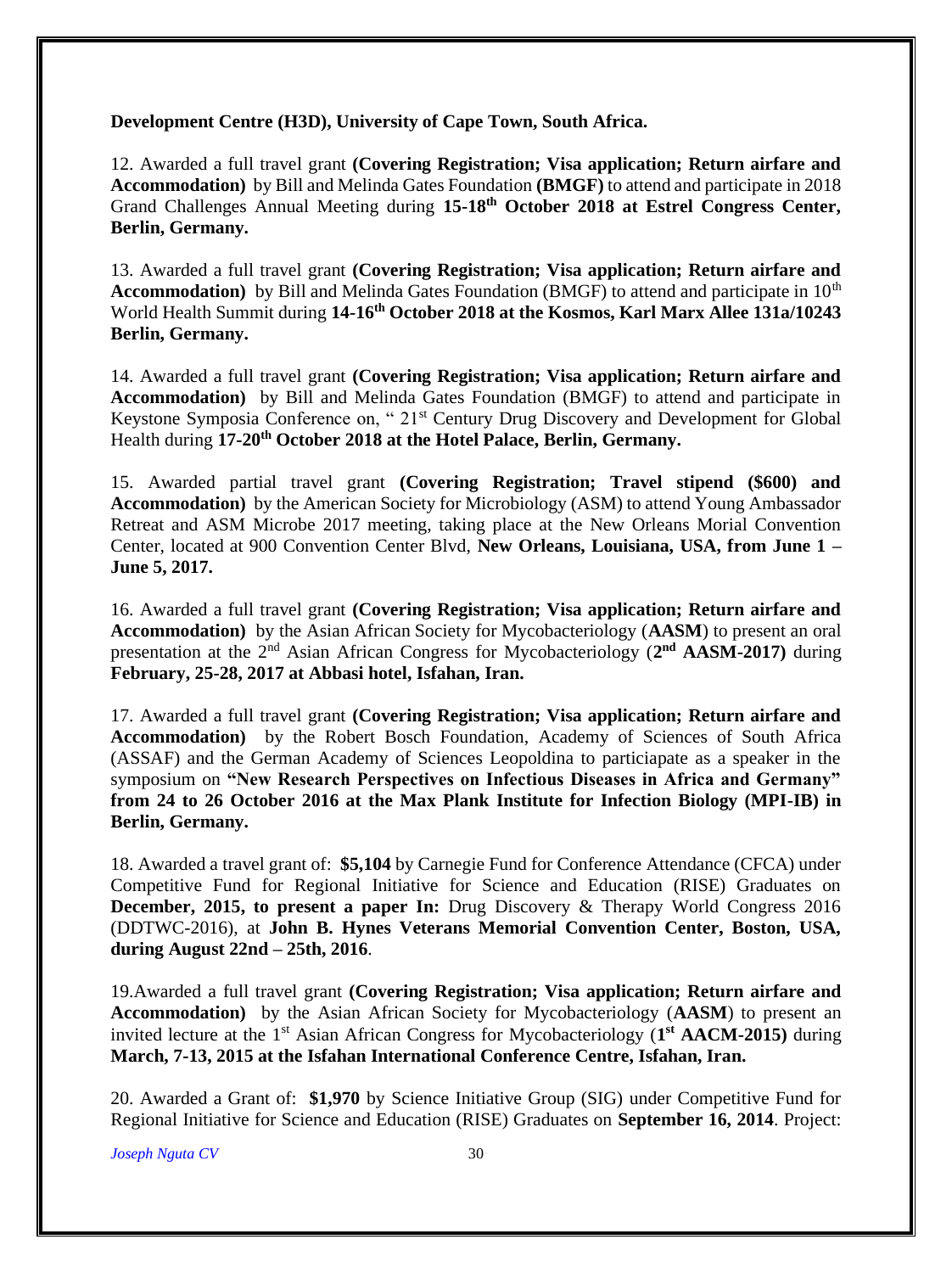**Development Centre (H3D), University of Cape Town, South Africa.**

12. Awarded a full travel grant **(Covering Registration; Visa application; Return airfare and Accommodation)** by Bill and Melinda Gates Foundation **(BMGF)** to attend and participate in 2018 Grand Challenges Annual Meeting during **15-18th October 2018 at Estrel Congress Center, Berlin, Germany.**

13. Awarded a full travel grant **(Covering Registration; Visa application; Return airfare and Accommodation)** by Bill and Melinda Gates Foundation (BMGF) to attend and participate in 10th World Health Summit during **14-16th October 2018 at the Kosmos, Karl Marx Allee 131a/10243 Berlin, Germany.**

14. Awarded a full travel grant **(Covering Registration; Visa application; Return airfare and Accommodation)** by Bill and Melinda Gates Foundation (BMGF) to attend and participate in Keystone Symposia Conference on, " 21st Century Drug Discovery and Development for Global Health during **17-20th October 2018 at the Hotel Palace, Berlin, Germany.**

15. Awarded partial travel grant **(Covering Registration; Travel stipend ($600) and Accommodation)** by the American Society for Microbiology (ASM) to attend Young Ambassador Retreat and ASM Microbe 2017 meeting, taking place at the New Orleans Morial Convention Center, located at 900 Convention Center Blvd, **New Orleans, Louisiana, USA, from June 1 – June 5, 2017.**

16. Awarded a full travel grant **(Covering Registration; Visa application; Return airfare and Accommodation)** by the Asian African Society for Mycobacteriology (**AASM**) to present an oral presentation at the 2nd Asian African Congress for Mycobacteriology (**2nd AASM-2017)** during **February, 25-28, 2017 at Abbasi hotel, Isfahan, Iran.**

17. Awarded a full travel grant **(Covering Registration; Visa application; Return airfare and Accommodation)** by the Robert Bosch Foundation, Academy of Sciences of South Africa (ASSAF) and the German Academy of Sciences Leopoldina to particiapate as a speaker in the symposium on **"New Research Perspectives on Infectious Diseases in Africa and Germany" from 24 to 26 October 2016 at the Max Plank Institute for Infection Biology (MPI-IB) in Berlin, Germany.**

18. Awarded a travel grant of: **$5,104** by Carnegie Fund for Conference Attendance (CFCA) under Competitive Fund for Regional Initiative for Science and Education (RISE) Graduates on **December, 2015, to present a paper In:** Drug Discovery & Therapy World Congress 2016 (DDTWC-2016), at **John B. Hynes Veterans Memorial Convention Center, Boston, USA, during August 22nd – 25th, 2016**.

19.Awarded a full travel grant **(Covering Registration; Visa application; Return airfare and Accommodation)** by the Asian African Society for Mycobacteriology (**AASM**) to present an invited lecture at the 1st Asian African Congress for Mycobacteriology (**1st AACM-2015)** during **March, 7-13, 2015 at the Isfahan International Conference Centre, Isfahan, Iran.**

20. Awarded a Grant of: **$1,970** by Science Initiative Group (SIG) under Competitive Fund for Regional Initiative for Science and Education (RISE) Graduates on **September 16, 2014**. Project: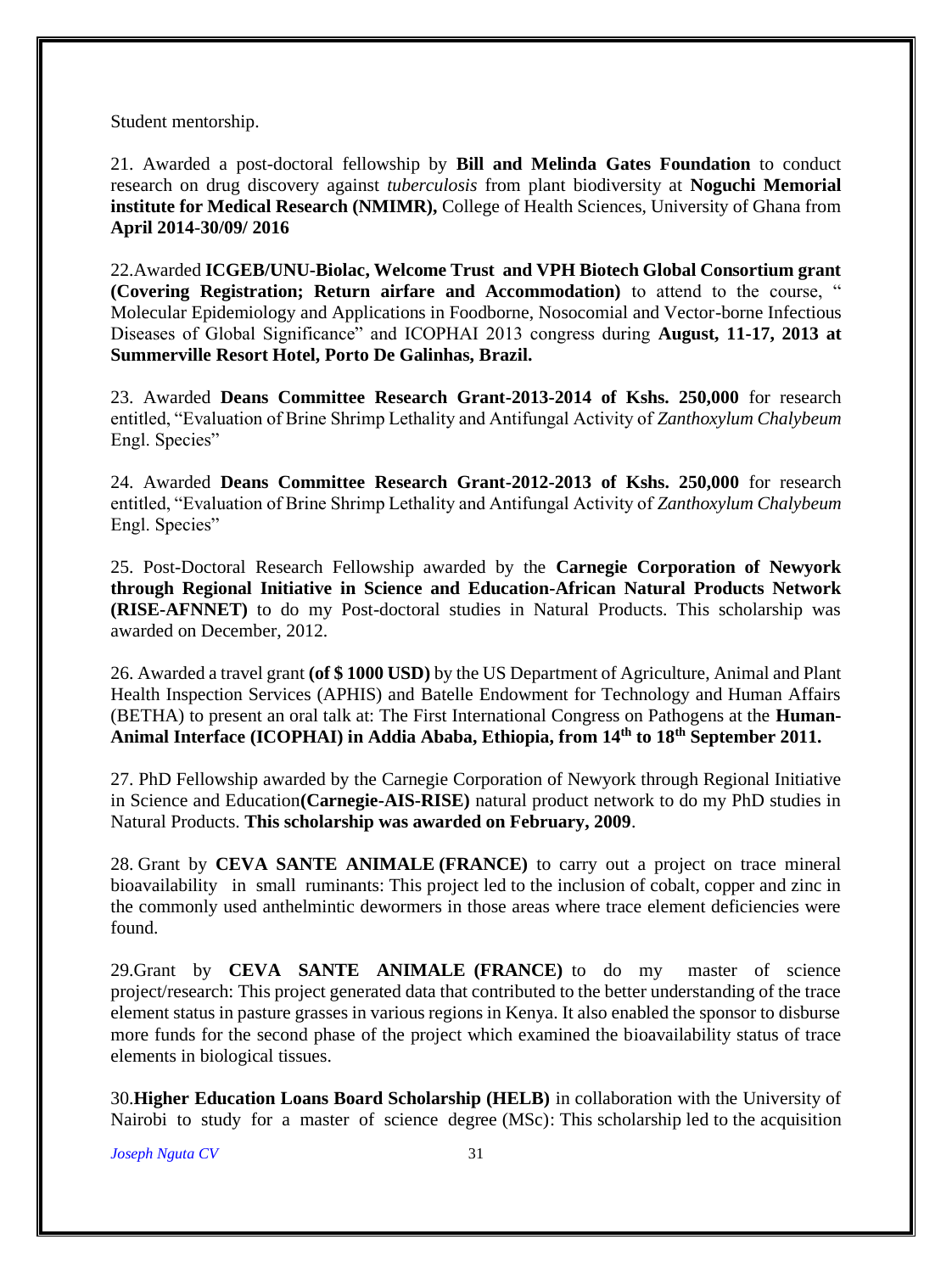Student mentorship.

21. Awarded a post-doctoral fellowship by **Bill and Melinda Gates Foundation** to conduct research on drug discovery against *tuberculosis* from plant biodiversity at **Noguchi Memorial institute for Medical Research (NMIMR),** College of Health Sciences, University of Ghana from **April 2014-30/09/ 2016**

22.Awarded **ICGEB/UNU-Biolac, Welcome Trust and VPH Biotech Global Consortium grant (Covering Registration; Return airfare and Accommodation)** to attend to the course, " Molecular Epidemiology and Applications in Foodborne, Nosocomial and Vector-borne Infectious Diseases of Global Significance" and ICOPHAI 2013 congress during **August, 11-17, 2013 at Summerville Resort Hotel, Porto De Galinhas, Brazil.**

23. Awarded **Deans Committee Research Grant-2013-2014 of Kshs. 250,000** for research entitled, "Evaluation of Brine Shrimp Lethality and Antifungal Activity of *Zanthoxylum Chalybeum* Engl. Species"

24. Awarded **Deans Committee Research Grant-2012-2013 of Kshs. 250,000** for research entitled, "Evaluation of Brine Shrimp Lethality and Antifungal Activity of *Zanthoxylum Chalybeum* Engl. Species"

25. Post-Doctoral Research Fellowship awarded by the **Carnegie Corporation of Newyork through Regional Initiative in Science and Education-African Natural Products Network (RISE-AFNNET)** to do my Post-doctoral studies in Natural Products. This scholarship was awarded on December, 2012.

26. Awarded a travel grant **(of $ 1000 USD)** by the US Department of Agriculture, Animal and Plant Health Inspection Services (APHIS) and Batelle Endowment for Technology and Human Affairs (BETHA) to present an oral talk at: The First International Congress on Pathogens at the **Human-Animal Interface (ICOPHAI) in Addia Ababa, Ethiopia, from 14th to 18th September 2011.**

27. PhD Fellowship awarded by the Carnegie Corporation of Newyork through Regional Initiative in Science and Education**(Carnegie-AIS-RISE)** natural product network to do my PhD studies in Natural Products. **This scholarship was awarded on February, 2009**.

28. Grant by **CEVA SANTE ANIMALE (FRANCE)** to carry out a project on trace mineral bioavailability in small ruminants: This project led to the inclusion of cobalt, copper and zinc in the commonly used anthelmintic dewormers in those areas where trace element deficiencies were found.

29.Grant by **CEVA SANTE ANIMALE (FRANCE)** to do my master of science project/research: This project generated data that contributed to the better understanding of the trace element status in pasture grasses in various regions in Kenya. It also enabled the sponsor to disburse more funds for the second phase of the project which examined the bioavailability status of trace elements in biological tissues.

30.**Higher Education Loans Board Scholarship (HELB)** in collaboration with the University of Nairobi to study for a master of science degree (MSc): This scholarship led to the acquisition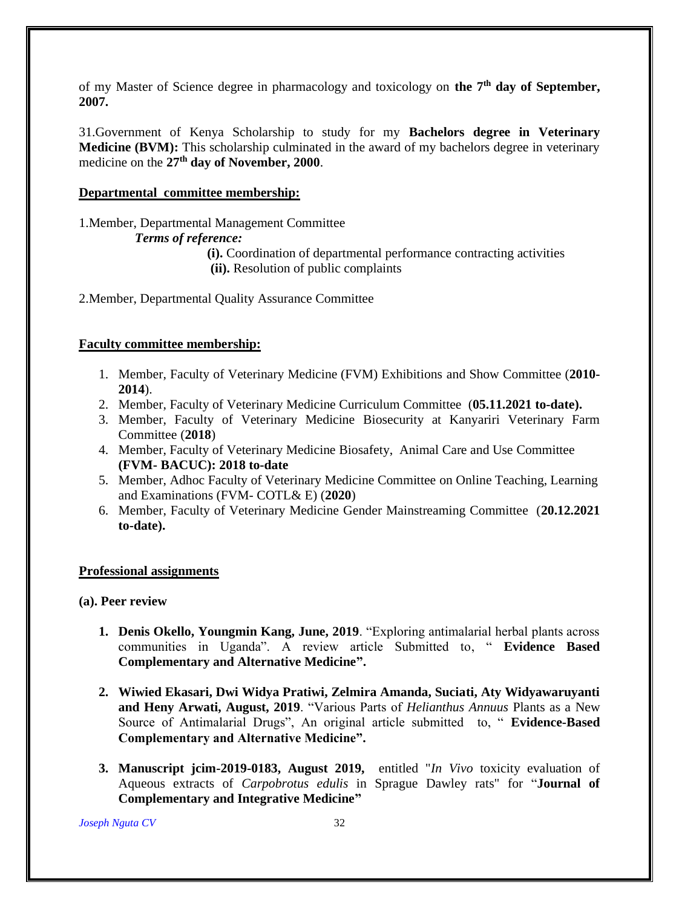of my Master of Science degree in pharmacology and toxicology on **the 7th day of September, 2007.**

31.Government of Kenya Scholarship to study for my **Bachelors degree in Veterinary Medicine (BVM):** This scholarship culminated in the award of my bachelors degree in veterinary medicine on the **27th day of November, 2000**.

**Departmental committee membership:**

1.Member, Departmental Management Committee

***Terms of reference:***

**(i).** Coordination of departmental performance contracting activities

**(ii).** Resolution of public complaints

2.Member, Departmental Quality Assurance Committee

**Faculty committee membership:**

1. Member, Faculty of Veterinary Medicine (FVM) Exhibitions and Show Committee (**2010-2014**).
2. Member, Faculty of Veterinary Medicine Curriculum Committee (**05.11.2021 to-date).**
3. Member, Faculty of Veterinary Medicine Biosecurity at Kanyariri Veterinary Farm Committee (**2018**)
4. Member, Faculty of Veterinary Medicine Biosafety, Animal Care and Use Committee **(FVM- BACUC): 2018 to-date**
5. Member, Adhoc Faculty of Veterinary Medicine Committee on Online Teaching, Learning and Examinations (FVM- COTL& E) (**2020**)
6. Member, Faculty of Veterinary Medicine Gender Mainstreaming Committee (**20.12.2021 to-date).**

**Professional assignments**

**(a). Peer review**

1. **Denis Okello, Youngmin Kang, June, 2019**. "Exploring antimalarial herbal plants across communities in Uganda". A review article Submitted to, " **Evidence Based Complementary and Alternative Medicine".**

2. **Wiwied Ekasari, Dwi Widya Pratiwi, Zelmira Amanda, Suciati, Aty Widyawaruyanti and Heny Arwati, August, 2019**. "Various Parts of *Helianthus Annuus* Plants as a New Source of Antimalarial Drugs", An original article submitted to, " **Evidence-Based Complementary and Alternative Medicine".**

3. **Manuscript jcim-2019-0183, August 2019,** entitled "*In Vivo* toxicity evaluation of Aqueous extracts of *Carpobrotus edulis* in Sprague Dawley rats" for "**Journal of Complementary and Integrative Medicine"**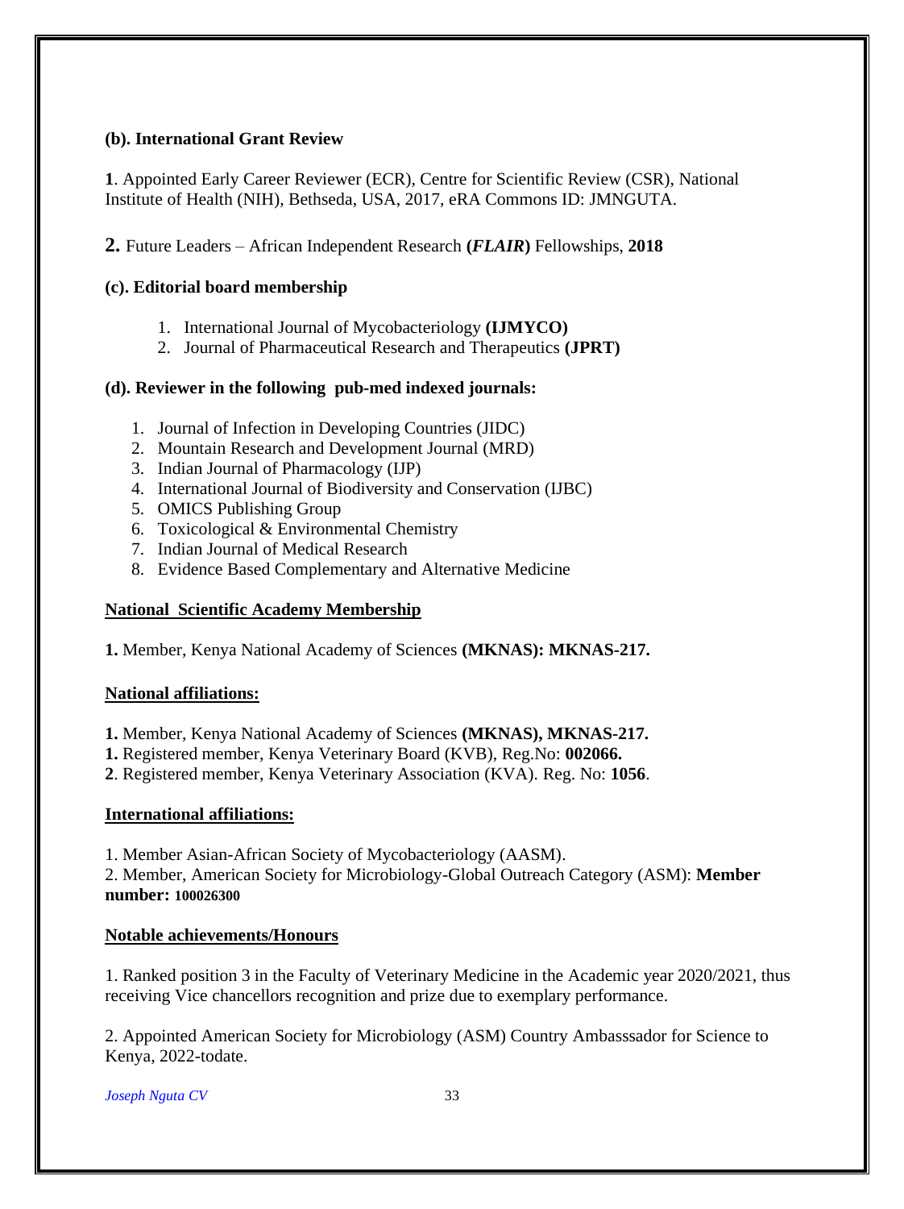**(b). International Grant Review**

**1**. Appointed Early Career Reviewer (ECR), Centre for Scientific Review (CSR), National Institute of Health (NIH), Bethseda, USA, 2017, eRA Commons ID: JMNGUTA.

**2.** Future Leaders – African Independent Research **(*FLAIR*)** Fellowships, **2018**

**(c). Editorial board membership**

1. International Journal of Mycobacteriology **(IJMYCO)**
2. Journal of Pharmaceutical Research and Therapeutics **(JPRT)**

**(d). Reviewer in the following pub-med indexed journals:**

1. Journal of Infection in Developing Countries (JIDC)
2. Mountain Research and Development Journal (MRD)
3. Indian Journal of Pharmacology (IJP)
4. International Journal of Biodiversity and Conservation (IJBC)
5. OMICS Publishing Group
6. Toxicological & Environmental Chemistry
7. Indian Journal of Medical Research
8. Evidence Based Complementary and Alternative Medicine

**National Scientific Academy Membership**

**1.** Member, Kenya National Academy of Sciences **(MKNAS): MKNAS-217.**

**National affiliations:**

**1.** Member, Kenya National Academy of Sciences **(MKNAS), MKNAS-217.**
**1.** Registered member, Kenya Veterinary Board (KVB), Reg.No: **002066.**
**2**. Registered member, Kenya Veterinary Association (KVA). Reg. No: **1056**.

**International affiliations:**

1. Member Asian-African Society of Mycobacteriology (AASM).
2. Member, American Society for Microbiology-Global Outreach Category (ASM): **Member number: 100026300**

**Notable achievements/Honours**

1. Ranked position 3 in the Faculty of Veterinary Medicine in the Academic year 2020/2021, thus receiving Vice chancellors recognition and prize due to exemplary performance.

2. Appointed American Society for Microbiology (ASM) Country Ambasssador for Science to Kenya, 2022-todate.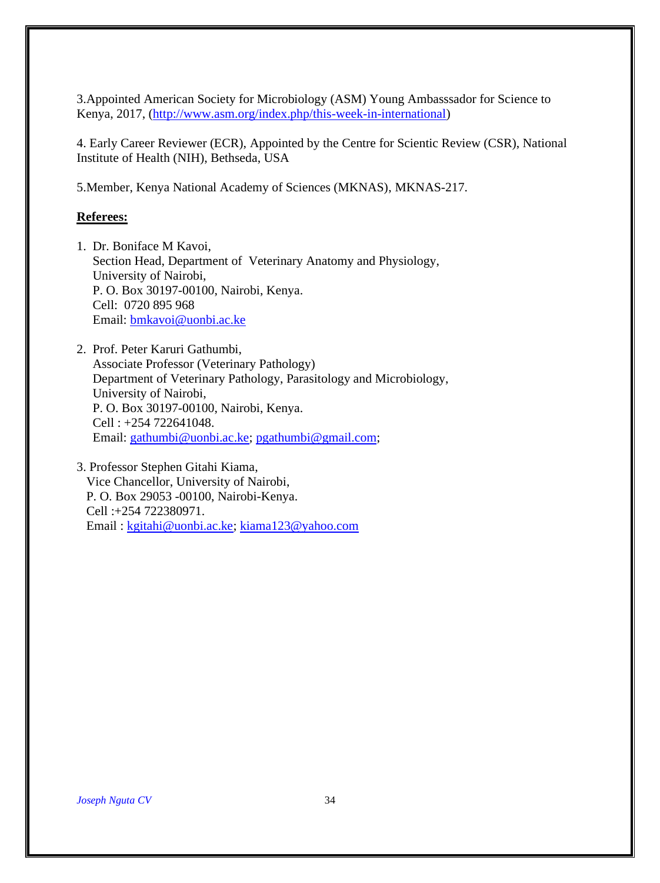3.Appointed American Society for Microbiology (ASM) Young Ambasssador for Science to Kenya, 2017, (http://www.asm.org/index.php/this-week-in-international)

4. Early Career Reviewer (ECR), Appointed by the Centre for Scientic Review (CSR), National Institute of Health (NIH), Bethseda, USA

5.Member, Kenya National Academy of Sciences (MKNAS), MKNAS-217.

**Referees:**

1. Dr. Boniface M Kavoi,
   Section Head, Department of Veterinary Anatomy and Physiology,
   University of Nairobi,
   P. O. Box 30197-00100, Nairobi, Kenya.
   Cell: 0720 895 968
   Email: bmkavoi@uonbi.ac.ke

2. Prof. Peter Karuri Gathumbi,
   Associate Professor (Veterinary Pathology)
   Department of Veterinary Pathology, Parasitology and Microbiology,
   University of Nairobi,
   P. O. Box 30197-00100, Nairobi, Kenya.
   Cell : +254 722641048.
   Email: gathumbi@uonbi.ac.ke; pgathumbi@gmail.com;

3. Professor Stephen Gitahi Kiama,
   Vice Chancellor, University of Nairobi,
   P. O. Box 29053 -00100, Nairobi-Kenya.
   Cell :+254 722380971.
   Email : kgitahi@uonbi.ac.ke; kiama123@yahoo.com